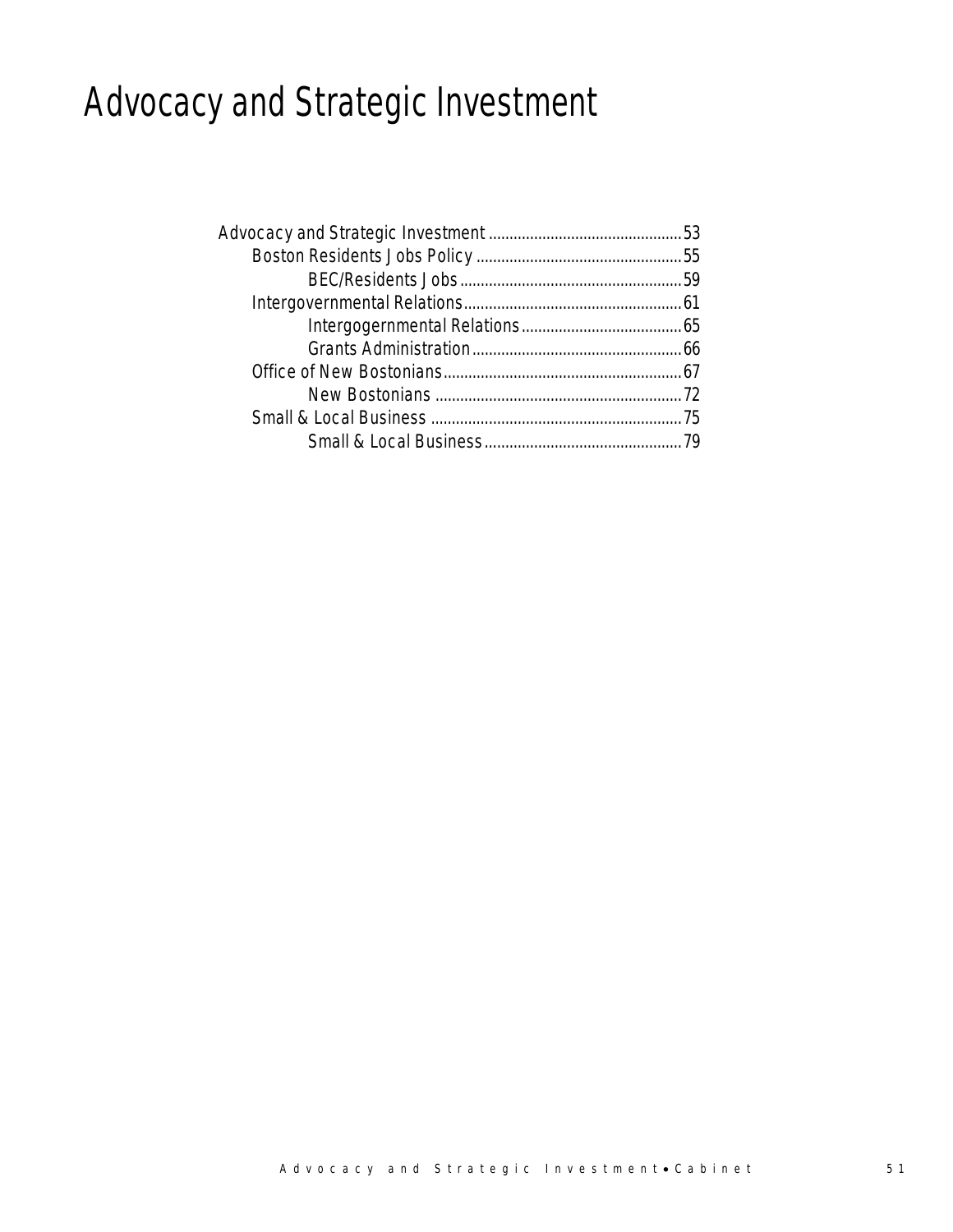# Advocacy and Strategic Investment

- Advocacy and Strategic Investment ........................................ 53
  - Boston Residents Jobs Policy ........................................ 55
    - BEC/Residents Jobs ........................................ 59
  - Intergovernmental Relations ........................................ 61
    - Intergogernmental Relations ........................................ 65
    - Grants Administration ........................................ 66
  - Office of New Bostonians ........................................ 67
    - New Bostonians ........................................ 72
  - Small & Local Business ........................................ 75
    - Small & Local Business ........................................ 79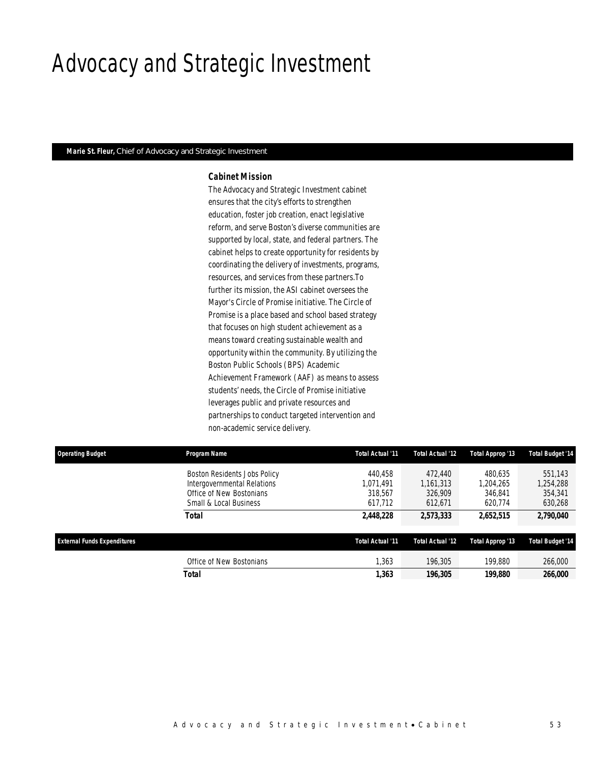# Advocacy and Strategic Investment

**Marie St. Fleur,** Chief of Advocacy and Strategic Investment

### *Cabinet Mission*

The Advocacy and Strategic Investment cabinet ensures that the city's efforts to strengthen education, foster job creation, enact legislative reform, and serve Boston's diverse communities are supported by local, state, and federal partners. The cabinet helps to create opportunity for residents by coordinating the delivery of investments, programs, resources, and services from these partners.To further its mission, the ASI cabinet oversees the Mayor's Circle of Promise initiative. The Circle of Promise is a place based and school based strategy that focuses on high student achievement as a means toward creating sustainable wealth and opportunity within the community. By utilizing the Boston Public Schools (BPS) Academic Achievement Framework (AAF) as means to assess students' needs, the Circle of Promise initiative leverages public and private resources and partnerships to conduct targeted intervention and non-academic service delivery.

| Operating Budget | Program Name | Total Actual '11 | Total Actual '12 | Total Approp '13 | Total Budget '14 |
|---|---|---|---|---|---|
| | Boston Residents Jobs Policy | 440,458 | 472,440 | 480,635 | 551,143 |
| | Intergovernmental Relations | 1,071,491 | 1,161,313 | 1,204,265 | 1,254,288 |
| | Office of New Bostonians | 318,567 | 326,909 | 346,841 | 354,341 |
| | Small & Local Business | 617,712 | 612,671 | 620,774 | 630,268 |
| | **Total** | **2,448,228** | **2,573,333** | **2,652,515** | **2,790,040** |

| External Funds Expenditures | | Total Actual '11 | Total Actual '12 | Total Approp '13 | Total Budget '14 |
|---|---|---|---|---|---|
| | Office of New Bostonians | 1,363 | 196,305 | 199,880 | 266,000 |
| | **Total** | **1,363** | **196,305** | **199,880** | **266,000** |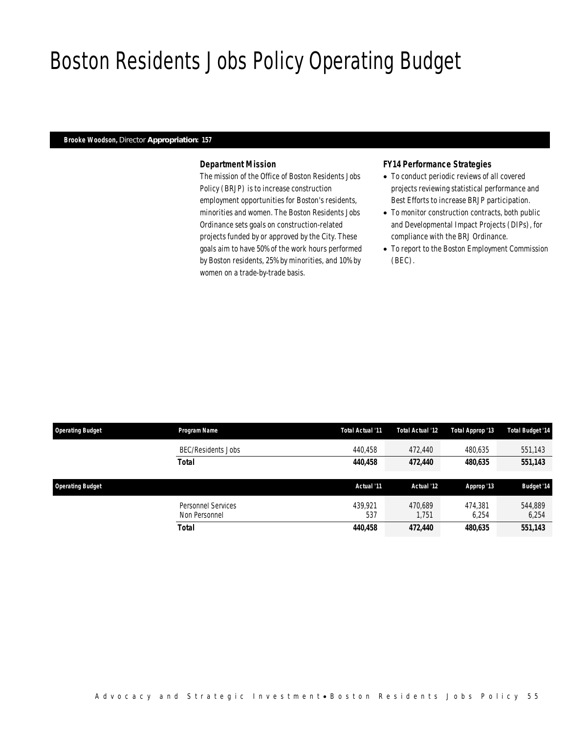# Boston Residents Jobs Policy Operating Budget

**Brooke Woodson,** Director **Appropriation: 157**

### *Department Mission*

The mission of the Office of Boston Residents Jobs Policy (BRJP) is to increase construction employment opportunities for Boston's residents, minorities and women. The Boston Residents Jobs Ordinance sets goals on construction-related projects funded by or approved by the City. These goals aim to have 50% of the work hours performed by Boston residents, 25% by minorities, and 10% by women on a trade-by-trade basis.

### *FY14 Performance Strategies*

- To conduct periodic reviews of all covered projects reviewing statistical performance and Best Efforts to increase BRJP participation.
- To monitor construction contracts, both public and Developmental Impact Projects (DIPs), for compliance with the BRJ Ordinance.
- To report to the Boston Employment Commission (BEC).

| Operating Budget | Program Name | Total Actual '11 | Total Actual '12 | Total Approp '13 | Total Budget '14 |
|---|---|---|---|---|---|
| | BEC/Residents Jobs | 440,458 | 472,440 | 480,635 | 551,143 |
| | **Total** | **440,458** | **472,440** | **480,635** | **551,143** |

| Operating Budget | | Actual '11 | Actual '12 | Approp '13 | Budget '14 |
|---|---|---|---|---|---|
| | Personnel Services | 439,921 | 470,689 | 474,381 | 544,889 |
| | Non Personnel | 537 | 1,751 | 6,254 | 6,254 |
| | **Total** | **440,458** | **472,440** | **480,635** | **551,143** |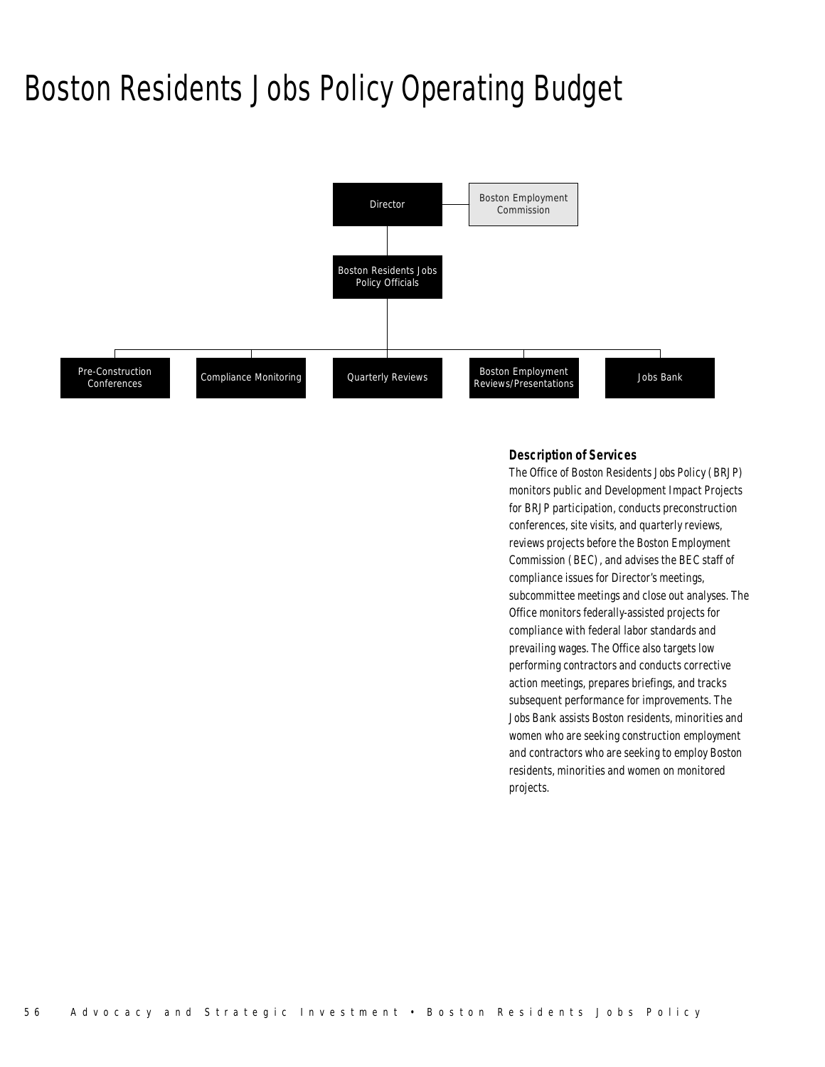# Boston Residents Jobs Policy Operating Budget

Director

Boston Employment Commission

Boston Residents Jobs Policy Officials

Pre-Construction Conferences

Compliance Monitoring

Quarterly Reviews

Boston Employment Reviews/Presentations

Jobs Bank

### Description of Services

The Office of Boston Residents Jobs Policy (BRJP) monitors public and Development Impact Projects for BRJP participation, conducts preconstruction conferences, site visits, and quarterly reviews, reviews projects before the Boston Employment Commission (BEC), and advises the BEC staff of compliance issues for Director's meetings, subcommittee meetings and close out analyses. The Office monitors federally-assisted projects for compliance with federal labor standards and prevailing wages. The Office also targets low performing contractors and conducts corrective action meetings, prepares briefings, and tracks subsequent performance for improvements. The Jobs Bank assists Boston residents, minorities and women who are seeking construction employment and contractors who are seeking to employ Boston residents, minorities and women on monitored projects.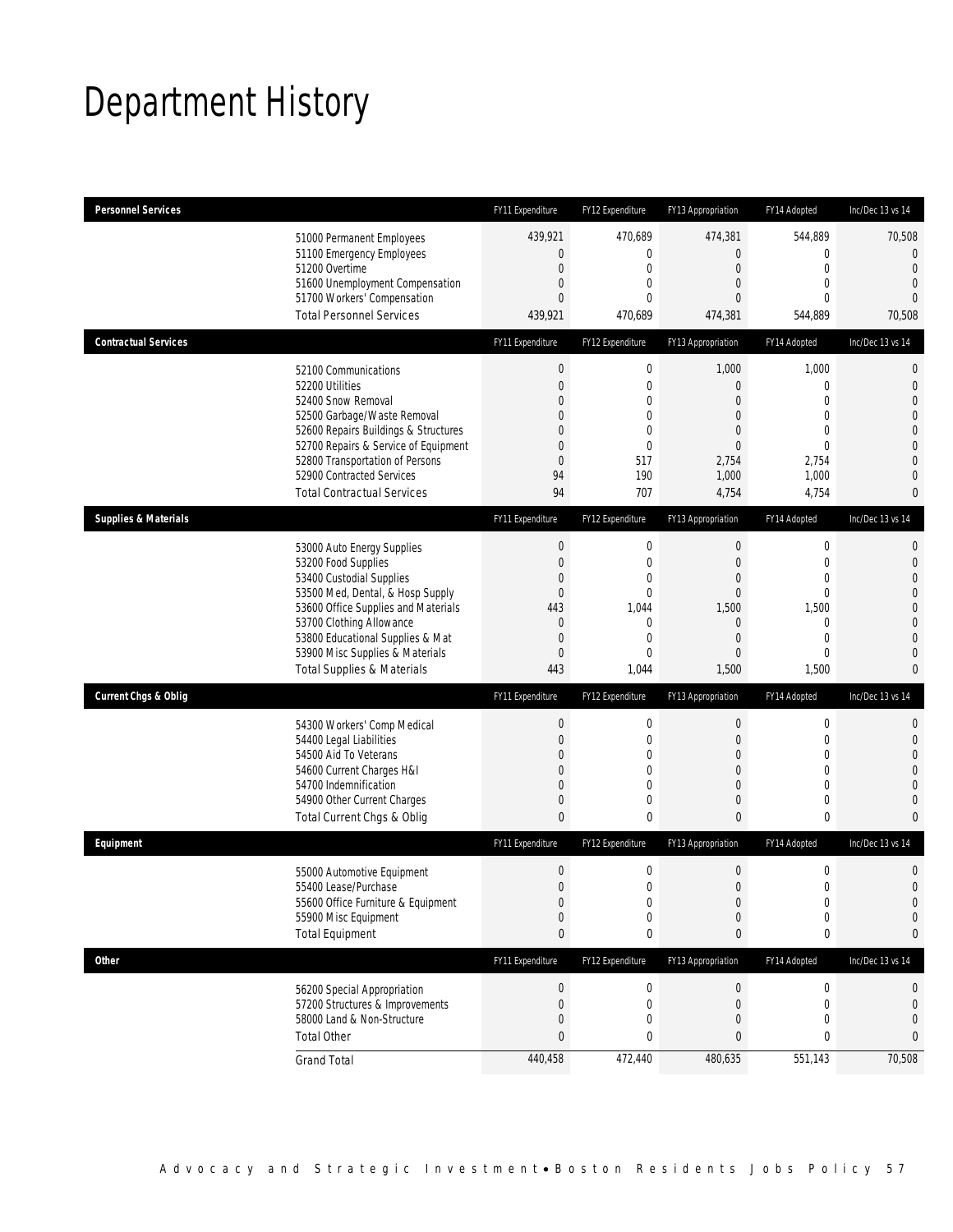# Department History

| Personnel Services | FY11 Expenditure | FY12 Expenditure | FY13 Appropriation | FY14 Adopted | Inc/Dec 13 vs 14 |
|---|---|---|---|---|---|
| 51000 Permanent Employees | 439,921 | 470,689 | 474,381 | 544,889 | 70,508 |
| 51100 Emergency Employees | 0 | 0 | 0 | 0 | 0 |
| 51200 Overtime | 0 | 0 | 0 | 0 | 0 |
| 51600 Unemployment Compensation | 0 | 0 | 0 | 0 | 0 |
| 51700 Workers' Compensation | 0 | 0 | 0 | 0 | 0 |
| Total Personnel Services | 439,921 | 470,689 | 474,381 | 544,889 | 70,508 |

| Contractual Services | FY11 Expenditure | FY12 Expenditure | FY13 Appropriation | FY14 Adopted | Inc/Dec 13 vs 14 |
|---|---|---|---|---|---|
| 52100 Communications | 0 | 0 | 1,000 | 1,000 | 0 |
| 52200 Utilities | 0 | 0 | 0 | 0 | 0 |
| 52400 Snow Removal | 0 | 0 | 0 | 0 | 0 |
| 52500 Garbage/Waste Removal | 0 | 0 | 0 | 0 | 0 |
| 52600 Repairs Buildings & Structures | 0 | 0 | 0 | 0 | 0 |
| 52700 Repairs & Service of Equipment | 0 | 0 | 0 | 0 | 0 |
| 52800 Transportation of Persons | 0 | 517 | 2,754 | 2,754 | 0 |
| 52900 Contracted Services | 94 | 190 | 1,000 | 1,000 | 0 |
| Total Contractual Services | 94 | 707 | 4,754 | 4,754 | 0 |

| Supplies & Materials | FY11 Expenditure | FY12 Expenditure | FY13 Appropriation | FY14 Adopted | Inc/Dec 13 vs 14 |
|---|---|---|---|---|---|
| 53000 Auto Energy Supplies | 0 | 0 | 0 | 0 | 0 |
| 53200 Food Supplies | 0 | 0 | 0 | 0 | 0 |
| 53400 Custodial Supplies | 0 | 0 | 0 | 0 | 0 |
| 53500 Med, Dental, & Hosp Supply | 0 | 0 | 0 | 0 | 0 |
| 53600 Office Supplies and Materials | 443 | 1,044 | 1,500 | 1,500 | 0 |
| 53700 Clothing Allowance | 0 | 0 | 0 | 0 | 0 |
| 53800 Educational Supplies & Mat | 0 | 0 | 0 | 0 | 0 |
| 53900 Misc Supplies & Materials | 0 | 0 | 0 | 0 | 0 |
| Total Supplies & Materials | 443 | 1,044 | 1,500 | 1,500 | 0 |

| Current Chgs & Oblig | FY11 Expenditure | FY12 Expenditure | FY13 Appropriation | FY14 Adopted | Inc/Dec 13 vs 14 |
|---|---|---|---|---|---|
| 54300 Workers' Comp Medical | 0 | 0 | 0 | 0 | 0 |
| 54400 Legal Liabilities | 0 | 0 | 0 | 0 | 0 |
| 54500 Aid To Veterans | 0 | 0 | 0 | 0 | 0 |
| 54600 Current Charges H&I | 0 | 0 | 0 | 0 | 0 |
| 54700 Indemnification | 0 | 0 | 0 | 0 | 0 |
| 54900 Other Current Charges | 0 | 0 | 0 | 0 | 0 |
| Total Current Chgs & Oblig | 0 | 0 | 0 | 0 | 0 |

| Equipment | FY11 Expenditure | FY12 Expenditure | FY13 Appropriation | FY14 Adopted | Inc/Dec 13 vs 14 |
|---|---|---|---|---|---|
| 55000 Automotive Equipment | 0 | 0 | 0 | 0 | 0 |
| 55400 Lease/Purchase | 0 | 0 | 0 | 0 | 0 |
| 55600 Office Furniture & Equipment | 0 | 0 | 0 | 0 | 0 |
| 55900 Misc Equipment | 0 | 0 | 0 | 0 | 0 |
| Total Equipment | 0 | 0 | 0 | 0 | 0 |

| Other | FY11 Expenditure | FY12 Expenditure | FY13 Appropriation | FY14 Adopted | Inc/Dec 13 vs 14 |
|---|---|---|---|---|---|
| 56200 Special Appropriation | 0 | 0 | 0 | 0 | 0 |
| 57200 Structures & Improvements | 0 | 0 | 0 | 0 | 0 |
| 58000 Land & Non-Structure | 0 | 0 | 0 | 0 | 0 |
| Total Other | 0 | 0 | 0 | 0 | 0 |
| Grand Total | 440,458 | 472,440 | 480,635 | 551,143 | 70,508 |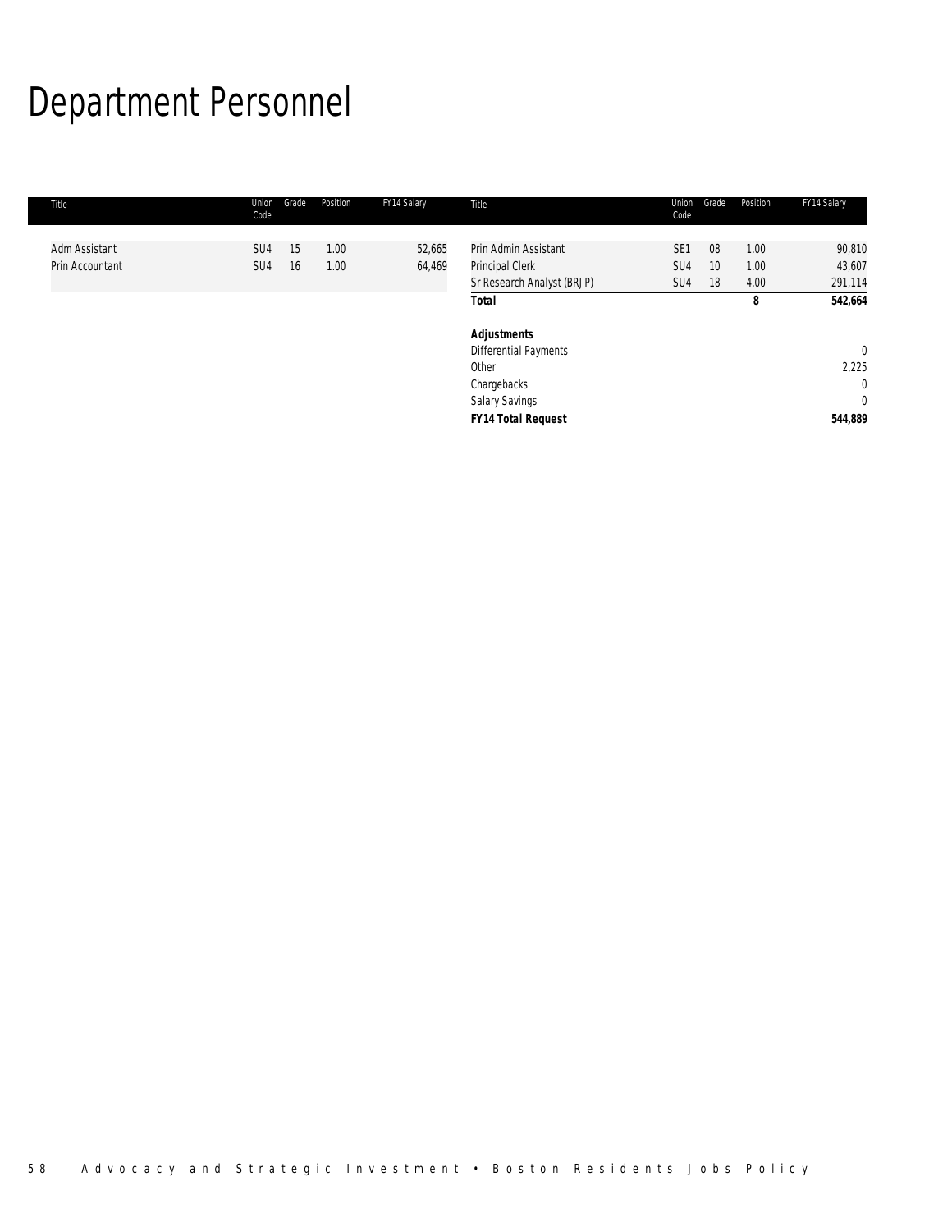# Department Personnel

| Title | Union Code | Grade | Position | FY14 Salary | Title | Union Code | Grade | Position | FY14 Salary |
|---|---|---|---|---|---|---|---|---|---|
| Adm Assistant | SU4 | 15 | 1.00 | 52,665 | Prin Admin Assistant | SE1 | 08 | 1.00 | 90,810 |
| Prin Accountant | SU4 | 16 | 1.00 | 64,469 | Principal Clerk | SU4 | 10 | 1.00 | 43,607 |
| | | | | | Sr Research Analyst (BRJP) | SU4 | 18 | 4.00 | 291,114 |
| | | | | | ***Total*** | | | ***8*** | ***542,664*** |
| | | | | | | | | | |
| | | | | | ***Adjustments*** | | | | |
| | | | | | Differential Payments | | | | 0 |
| | | | | | Other | | | | 2,225 |
| | | | | | Chargebacks | | | | 0 |
| | | | | | Salary Savings | | | | 0 |
| | | | | | ***FY14 Total Request*** | | | | ***544,889*** |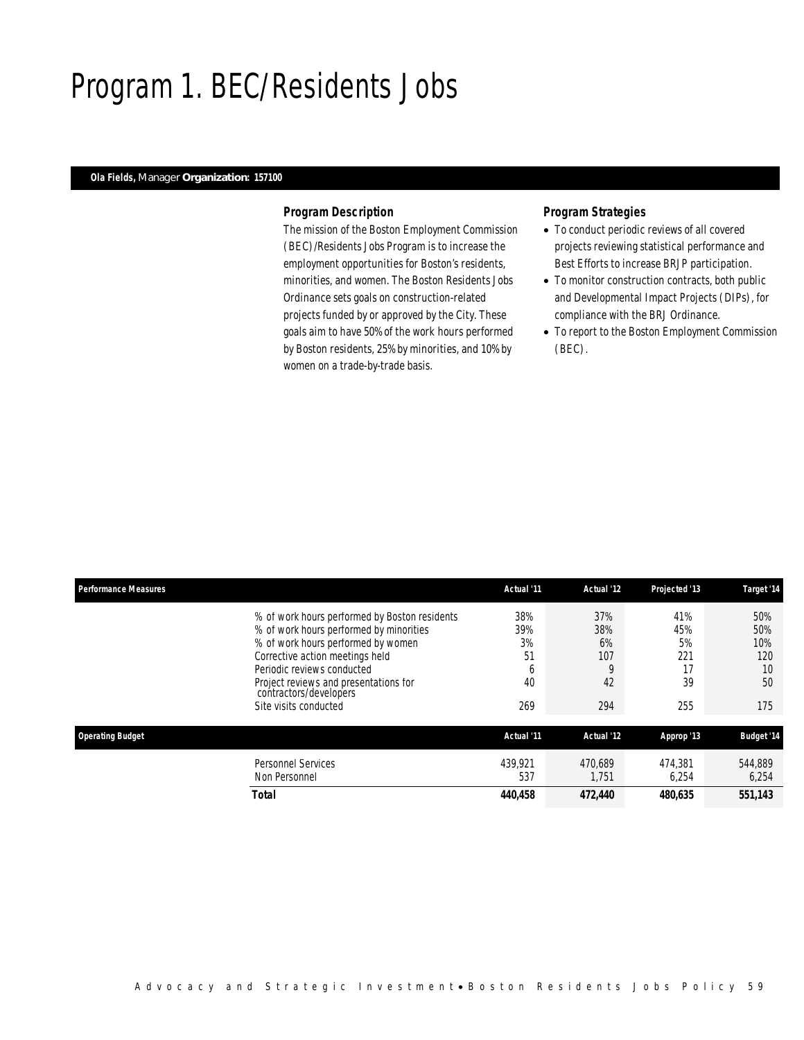# Program 1. BEC/Residents Jobs

**Ola Fields,** Manager **Organization: 157100**

### *Program Description*

The mission of the Boston Employment Commission (BEC)/Residents Jobs Program is to increase the employment opportunities for Boston's residents, minorities, and women. The Boston Residents Jobs Ordinance sets goals on construction-related projects funded by or approved by the City. These goals aim to have 50% of the work hours performed by Boston residents, 25% by minorities, and 10% by women on a trade-by-trade basis.

### *Program Strategies*

- To conduct periodic reviews of all covered projects reviewing statistical performance and Best Efforts to increase BRJP participation.
- To monitor construction contracts, both public and Developmental Impact Projects (DIPs), for compliance with the BRJ Ordinance.
- To report to the Boston Employment Commission (BEC).

| Performance Measures | Actual '11 | Actual '12 | Projected '13 | Target '14 |
|---|---|---|---|---|
| % of work hours performed by Boston residents | 38% | 37% | 41% | 50% |
| % of work hours performed by minorities | 39% | 38% | 45% | 50% |
| % of work hours performed by women | 3% | 6% | 5% | 10% |
| Corrective action meetings held | 51 | 107 | 221 | 120 |
| Periodic reviews conducted | 6 | 9 | 17 | 10 |
| Project reviews and presentations for contractors/developers | 40 | 42 | 39 | 50 |
| Site visits conducted | 269 | 294 | 255 | 175 |

| Operating Budget | Actual '11 | Actual '12 | Approp '13 | Budget '14 |
|---|---|---|---|---|
| Personnel Services | 439,921 | 470,689 | 474,381 | 544,889 |
| Non Personnel | 537 | 1,751 | 6,254 | 6,254 |
| **Total** | **440,458** | **472,440** | **480,635** | **551,143** |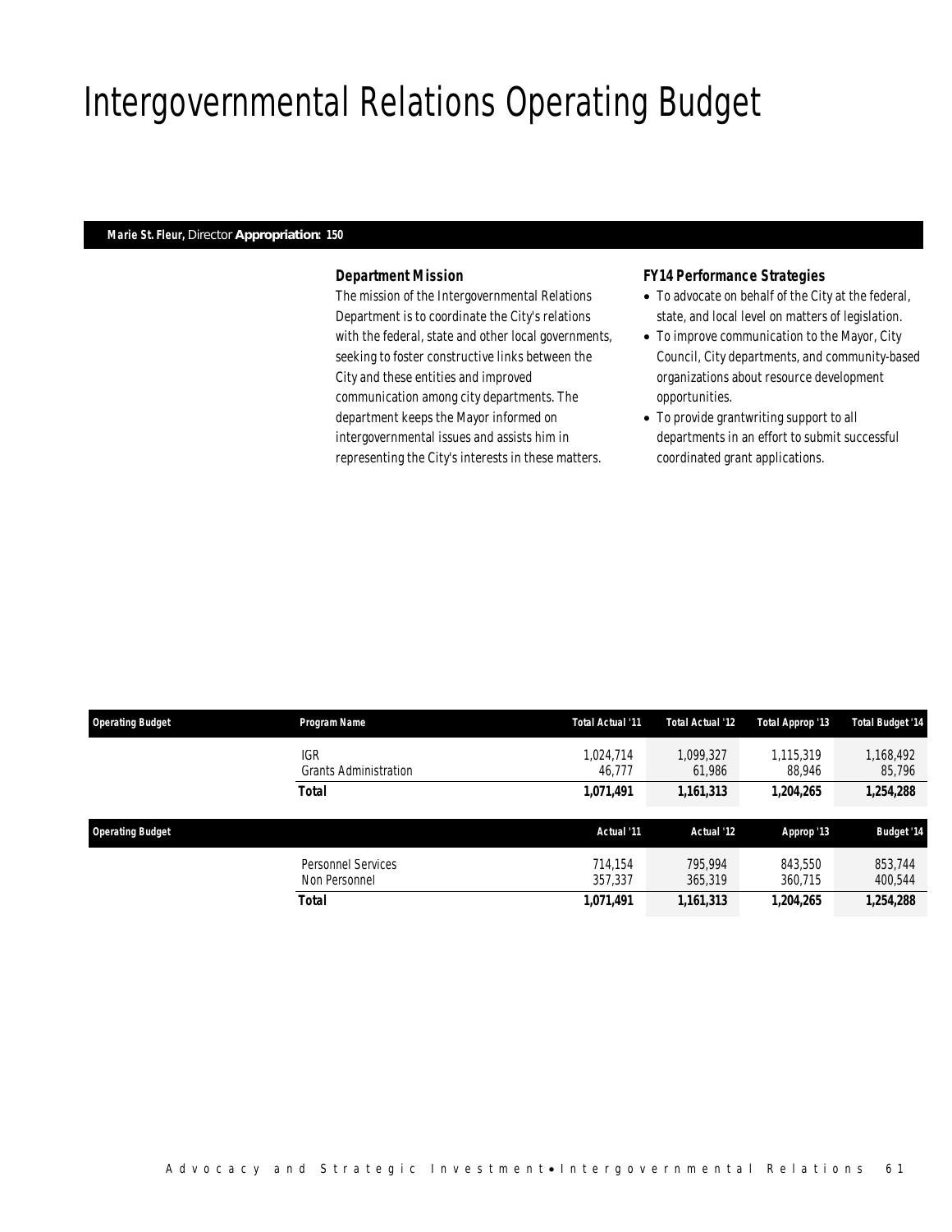# Intergovernmental Relations Operating Budget

**Marie St. Fleur,** Director **Appropriation: 150**

### *Department Mission*

The mission of the Intergovernmental Relations Department is to coordinate the City's relations with the federal, state and other local governments, seeking to foster constructive links between the City and these entities and improved communication among city departments. The department keeps the Mayor informed on intergovernmental issues and assists him in representing the City's interests in these matters.

### *FY14 Performance Strategies*

- To advocate on behalf of the City at the federal, state, and local level on matters of legislation.
- To improve communication to the Mayor, City Council, City departments, and community-based organizations about resource development opportunities.
- To provide grantwriting support to all departments in an effort to submit successful coordinated grant applications.

| Operating Budget | Program Name | Total Actual '11 | Total Actual '12 | Total Approp '13 | Total Budget '14 |
|---|---|---|---|---|---|
| | IGR | 1,024,714 | 1,099,327 | 1,115,319 | 1,168,492 |
| | Grants Administration | 46,777 | 61,986 | 88,946 | 85,796 |
| | **Total** | **1,071,491** | **1,161,313** | **1,204,265** | **1,254,288** |

| Operating Budget | | Actual '11 | Actual '12 | Approp '13 | Budget '14 |
|---|---|---|---|---|---|
| | Personnel Services | 714,154 | 795,994 | 843,550 | 853,744 |
| | Non Personnel | 357,337 | 365,319 | 360,715 | 400,544 |
| | **Total** | **1,071,491** | **1,161,313** | **1,204,265** | **1,254,288** |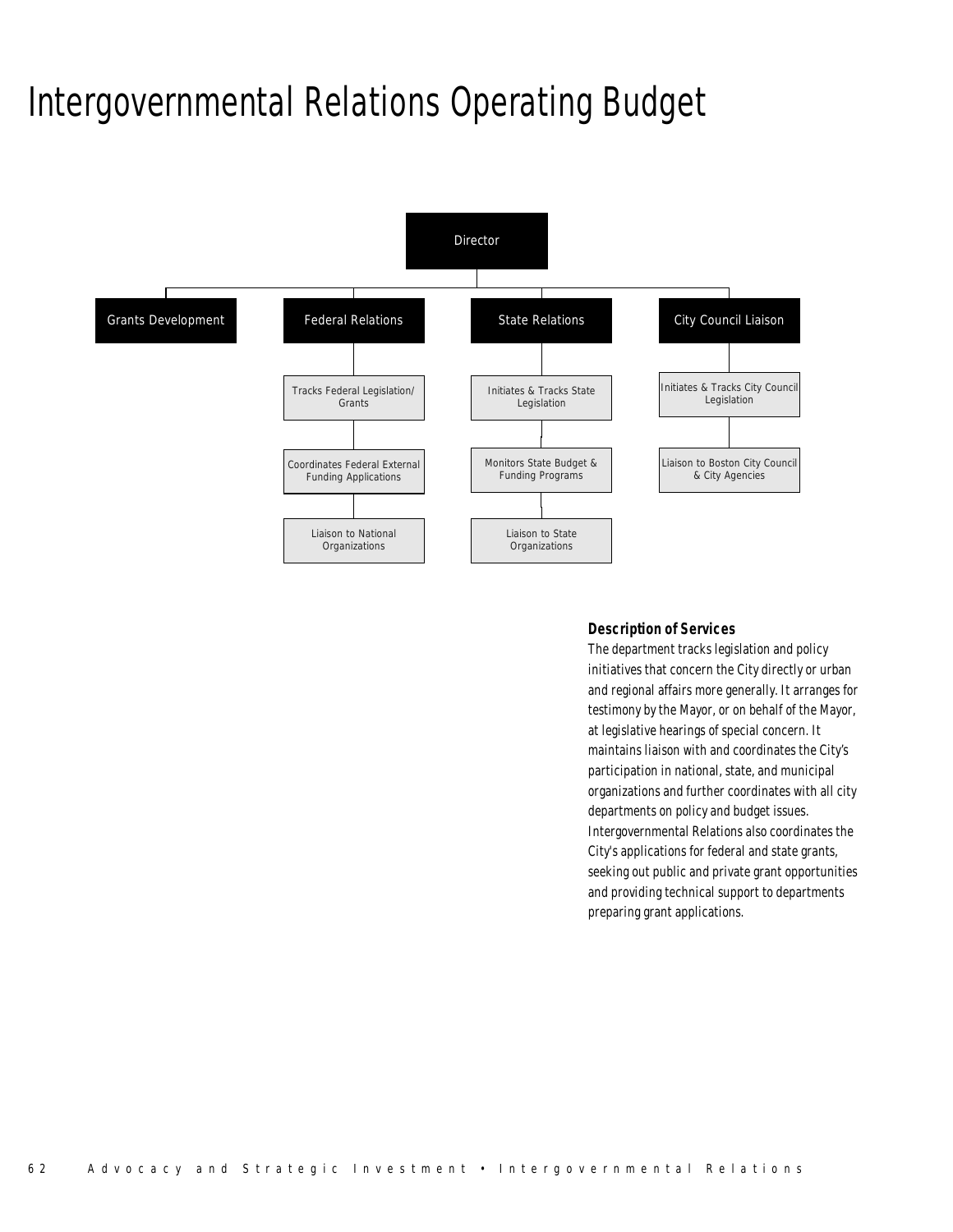# Intergovernmental Relations Operating Budget

Director

Grants Development

Federal Relations

Tracks Federal Legislation/ Grants

Coordinates Federal External Funding Applications

Liaison to National Organizations

State Relations

Initiates & Tracks State Legislation

Monitors State Budget & Funding Programs

Liaison to State Organizations

City Council Liaison

Initiates & Tracks City Council Legislation

Liaison to Boston City Council & City Agencies

### *Description of Services*

*The department tracks legislation and policy initiatives that concern the City directly or urban and regional affairs more generally. It arranges for testimony by the Mayor, or on behalf of the Mayor, at legislative hearings of special concern. It maintains liaison with and coordinates the City's participation in national, state, and municipal organizations and further coordinates with all city departments on policy and budget issues. Intergovernmental Relations also coordinates the City's applications for federal and state grants, seeking out public and private grant opportunities and providing technical support to departments preparing grant applications.*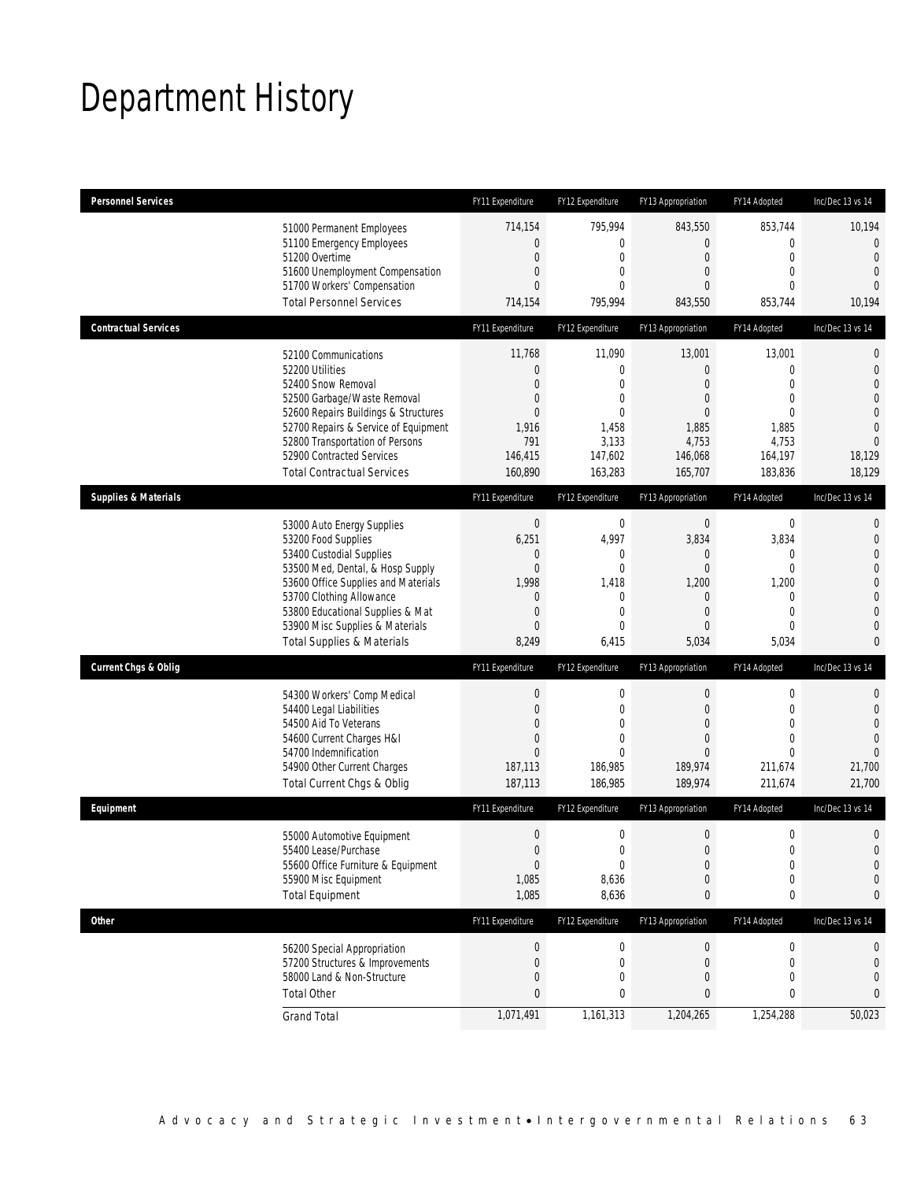# Department History

| Personnel Services | FY11 Expenditure | FY12 Expenditure | FY13 Appropriation | FY14 Adopted | Inc/Dec 13 vs 14 |
|---|---|---|---|---|---|
| 51000 Permanent Employees | 714,154 | 795,994 | 843,550 | 853,744 | 10,194 |
| 51100 Emergency Employees | 0 | 0 | 0 | 0 | 0 |
| 51200 Overtime | 0 | 0 | 0 | 0 | 0 |
| 51600 Unemployment Compensation | 0 | 0 | 0 | 0 | 0 |
| 51700 Workers' Compensation | 0 | 0 | 0 | 0 | 0 |
| Total Personnel Services | 714,154 | 795,994 | 843,550 | 853,744 | 10,194 |

| Contractual Services | FY11 Expenditure | FY12 Expenditure | FY13 Appropriation | FY14 Adopted | Inc/Dec 13 vs 14 |
|---|---|---|---|---|---|
| 52100 Communications | 11,768 | 11,090 | 13,001 | 13,001 | 0 |
| 52200 Utilities | 0 | 0 | 0 | 0 | 0 |
| 52400 Snow Removal | 0 | 0 | 0 | 0 | 0 |
| 52500 Garbage/Waste Removal | 0 | 0 | 0 | 0 | 0 |
| 52600 Repairs Buildings & Structures | 0 | 0 | 0 | 0 | 0 |
| 52700 Repairs & Service of Equipment | 1,916 | 1,458 | 1,885 | 1,885 | 0 |
| 52800 Transportation of Persons | 791 | 3,133 | 4,753 | 4,753 | 0 |
| 52900 Contracted Services | 146,415 | 147,602 | 146,068 | 164,197 | 18,129 |
| Total Contractual Services | 160,890 | 163,283 | 165,707 | 183,836 | 18,129 |

| Supplies & Materials | FY11 Expenditure | FY12 Expenditure | FY13 Appropriation | FY14 Adopted | Inc/Dec 13 vs 14 |
|---|---|---|---|---|---|
| 53000 Auto Energy Supplies | 0 | 0 | 0 | 0 | 0 |
| 53200 Food Supplies | 6,251 | 4,997 | 3,834 | 3,834 | 0 |
| 53400 Custodial Supplies | 0 | 0 | 0 | 0 | 0 |
| 53500 Med, Dental, & Hosp Supply | 0 | 0 | 0 | 0 | 0 |
| 53600 Office Supplies and Materials | 1,998 | 1,418 | 1,200 | 1,200 | 0 |
| 53700 Clothing Allowance | 0 | 0 | 0 | 0 | 0 |
| 53800 Educational Supplies & Mat | 0 | 0 | 0 | 0 | 0 |
| 53900 Misc Supplies & Materials | 0 | 0 | 0 | 0 | 0 |
| Total Supplies & Materials | 8,249 | 6,415 | 5,034 | 5,034 | 0 |

| Current Chgs & Oblig | FY11 Expenditure | FY12 Expenditure | FY13 Appropriation | FY14 Adopted | Inc/Dec 13 vs 14 |
|---|---|---|---|---|---|
| 54300 Workers' Comp Medical | 0 | 0 | 0 | 0 | 0 |
| 54400 Legal Liabilities | 0 | 0 | 0 | 0 | 0 |
| 54500 Aid To Veterans | 0 | 0 | 0 | 0 | 0 |
| 54600 Current Charges H&I | 0 | 0 | 0 | 0 | 0 |
| 54700 Indemnification | 0 | 0 | 0 | 0 | 0 |
| 54900 Other Current Charges | 187,113 | 186,985 | 189,974 | 211,674 | 21,700 |
| Total Current Chgs & Oblig | 187,113 | 186,985 | 189,974 | 211,674 | 21,700 |

| Equipment | FY11 Expenditure | FY12 Expenditure | FY13 Appropriation | FY14 Adopted | Inc/Dec 13 vs 14 |
|---|---|---|---|---|---|
| 55000 Automotive Equipment | 0 | 0 | 0 | 0 | 0 |
| 55400 Lease/Purchase | 0 | 0 | 0 | 0 | 0 |
| 55600 Office Furniture & Equipment | 0 | 0 | 0 | 0 | 0 |
| 55900 Misc Equipment | 1,085 | 8,636 | 0 | 0 | 0 |
| Total Equipment | 1,085 | 8,636 | 0 | 0 | 0 |

| Other | FY11 Expenditure | FY12 Expenditure | FY13 Appropriation | FY14 Adopted | Inc/Dec 13 vs 14 |
|---|---|---|---|---|---|
| 56200 Special Appropriation | 0 | 0 | 0 | 0 | 0 |
| 57200 Structures & Improvements | 0 | 0 | 0 | 0 | 0 |
| 58000 Land & Non-Structure | 0 | 0 | 0 | 0 | 0 |
| Total Other | 0 | 0 | 0 | 0 | 0 |
| Grand Total | 1,071,491 | 1,161,313 | 1,204,265 | 1,254,288 | 50,023 |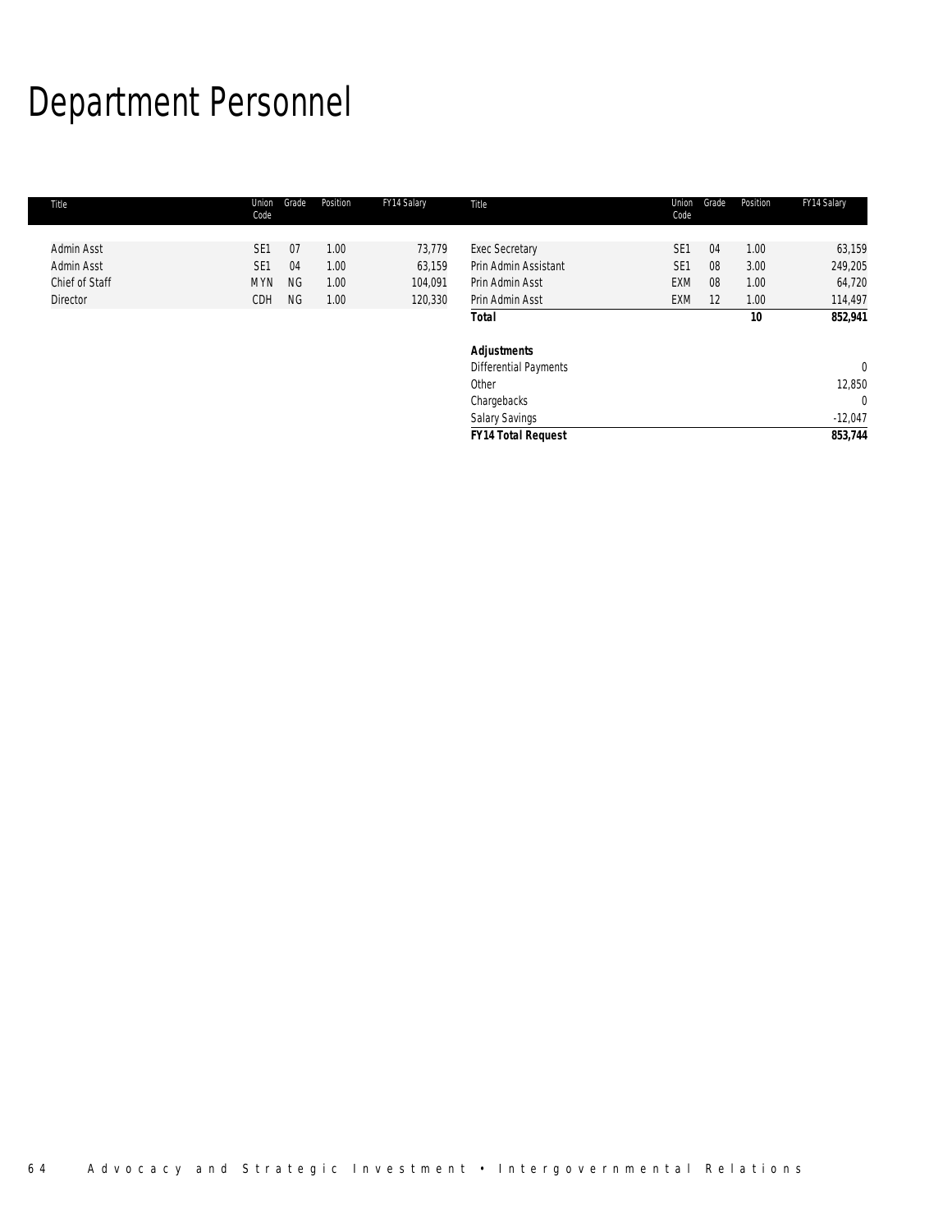# Department Personnel

| Title | Union Code | Grade | Position | FY14 Salary | Title | Union Code | Grade | Position | FY14 Salary |
|---|---|---|---|---|---|---|---|---|---|
| Admin Asst | SE1 | 07 | 1.00 | 73,779 | Exec Secretary | SE1 | 04 | 1.00 | 63,159 |
| Admin Asst | SE1 | 04 | 1.00 | 63,159 | Prin Admin Assistant | SE1 | 08 | 3.00 | 249,205 |
| Chief of Staff | MYN | NG | 1.00 | 104,091 | Prin Admin Asst | EXM | 08 | 1.00 | 64,720 |
| Director | CDH | NG | 1.00 | 120,330 | Prin Admin Asst | EXM | 12 | 1.00 | 114,497 |
| | | | | | **Total** | | | **10** | **852,941** |
| | | | | | | | | | |
| | | | | | **Adjustments** | | | | |
| | | | | | Differential Payments | | | | 0 |
| | | | | | Other | | | | 12,850 |
| | | | | | Chargebacks | | | | 0 |
| | | | | | Salary Savings | | | | -12,047 |
| | | | | | **FY14 Total Request** | | | | **853,744** |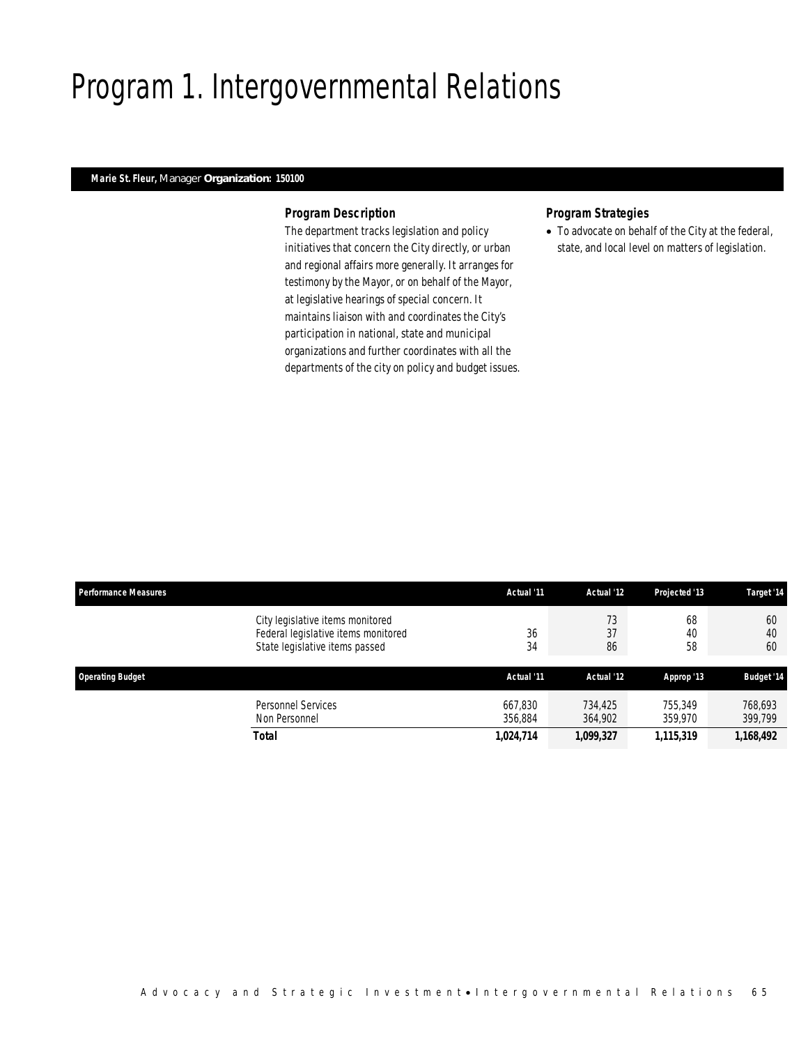# Program 1. Intergovernmental Relations

**Marie St. Fleur,** Manager **Organization: 150100**

### *Program Description*

The department tracks legislation and policy initiatives that concern the City directly, or urban and regional affairs more generally. It arranges for testimony by the Mayor, or on behalf of the Mayor, at legislative hearings of special concern. It maintains liaison with and coordinates the City's participation in national, state and municipal organizations and further coordinates with all the departments of the city on policy and budget issues.

### *Program Strategies*

- To advocate on behalf of the City at the federal, state, and local level on matters of legislation.

| Performance Measures | Actual '11 | Actual '12 | Projected '13 | Target '14 |
|---|---|---|---|---|
| City legislative items monitored | | 73 | 68 | 60 |
| Federal legislative items monitored | 36 | 37 | 40 | 40 |
| State legislative items passed | 34 | 86 | 58 | 60 |

| Operating Budget | Actual '11 | Actual '12 | Approp '13 | Budget '14 |
|---|---|---|---|---|
| Personnel Services | 667,830 | 734,425 | 755,349 | 768,693 |
| Non Personnel | 356,884 | 364,902 | 359,970 | 399,799 |
| **Total** | **1,024,714** | **1,099,327** | **1,115,319** | **1,168,492** |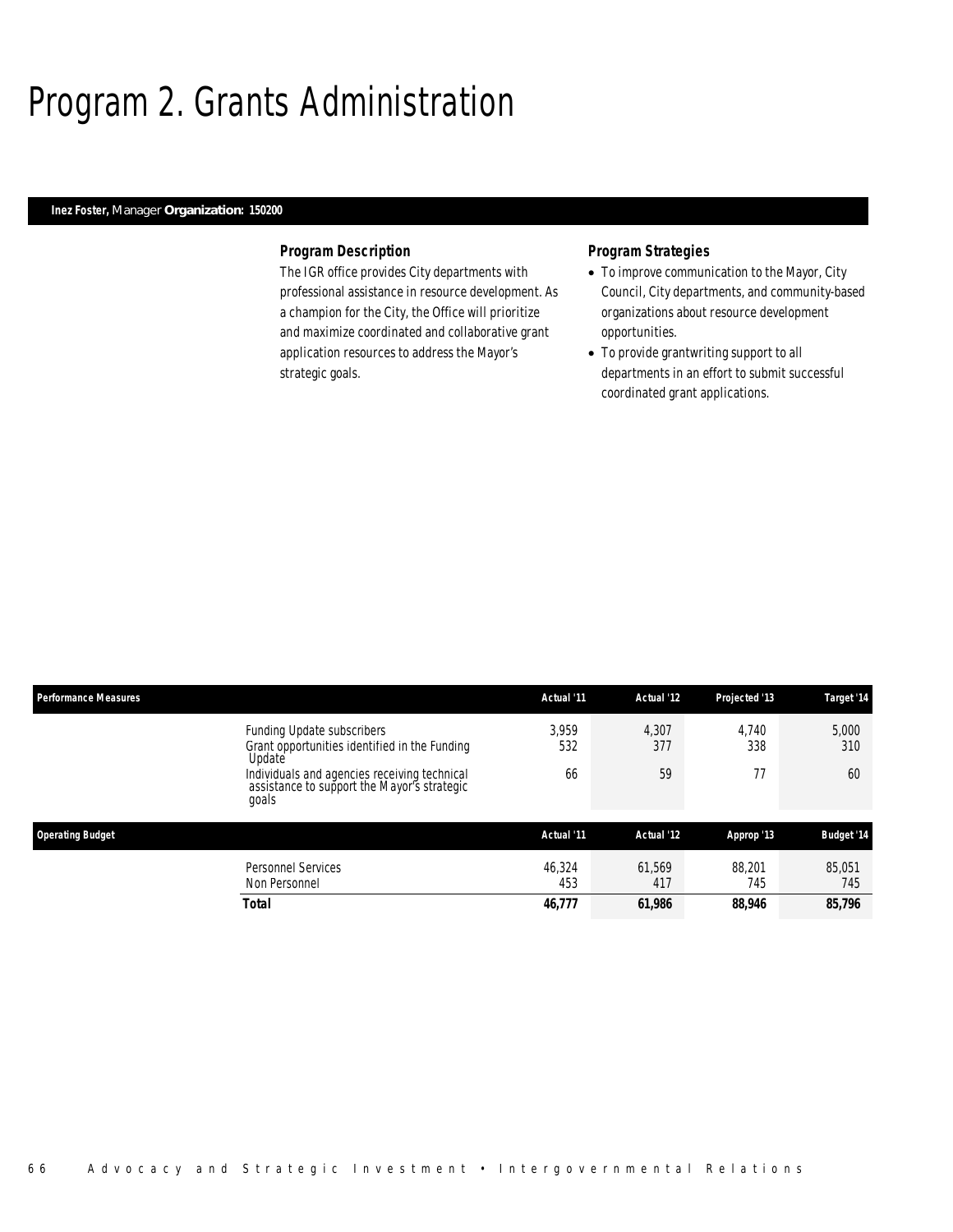# Program 2. Grants Administration

**Inez Foster,** Manager **Organization: 150200**

### Program Description

The IGR office provides City departments with professional assistance in resource development. As a champion for the City, the Office will prioritize and maximize coordinated and collaborative grant application resources to address the Mayor's strategic goals.

### Program Strategies

- To improve communication to the Mayor, City Council, City departments, and community-based organizations about resource development opportunities.
- To provide grantwriting support to all departments in an effort to submit successful coordinated grant applications.

| Performance Measures | Actual '11 | Actual '12 | Projected '13 | Target '14 |
|---|---|---|---|---|
| Funding Update subscribers | 3,959 | 4,307 | 4,740 | 5,000 |
| Grant opportunities identified in the Funding Update | 532 | 377 | 338 | 310 |
| Individuals and agencies receiving technical assistance to support the Mayor's strategic goals | 66 | 59 | 77 | 60 |

| Operating Budget | Actual '11 | Actual '12 | Approp '13 | Budget '14 |
|---|---|---|---|---|
| Personnel Services | 46,324 | 61,569 | 88,201 | 85,051 |
| Non Personnel | 453 | 417 | 745 | 745 |
| **Total** | **46,777** | **61,986** | **88,946** | **85,796** |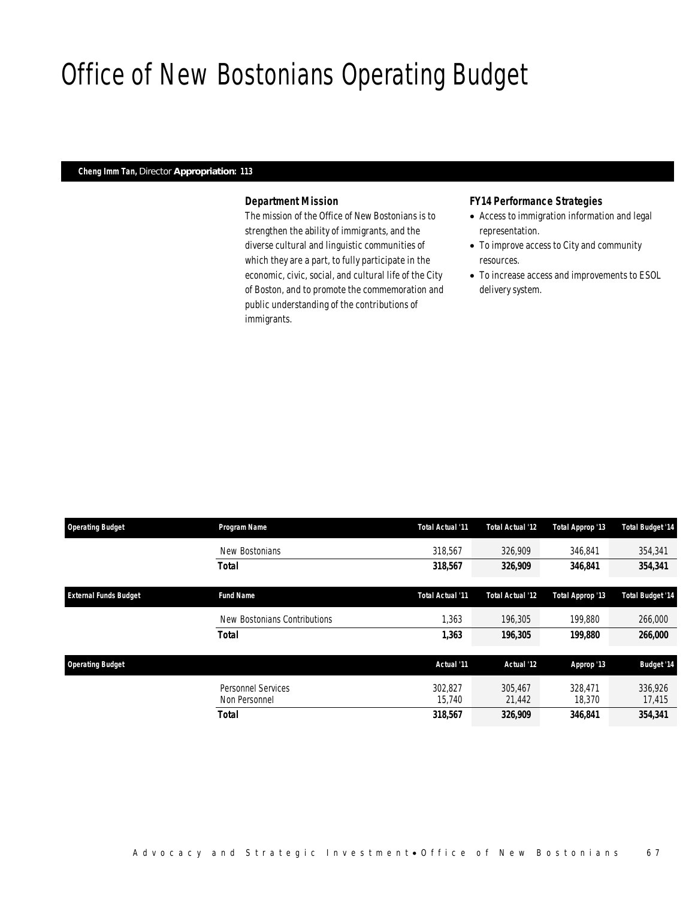# Office of New Bostonians Operating Budget

**Cheng Imm Tan,** Director **Appropriation: 113**

### Department Mission

The mission of the Office of New Bostonians is to strengthen the ability of immigrants, and the diverse cultural and linguistic communities of which they are a part, to fully participate in the economic, civic, social, and cultural life of the City of Boston, and to promote the commemoration and public understanding of the contributions of immigrants.

### FY14 Performance Strategies

- Access to immigration information and legal representation.
- To improve access to City and community resources.
- To increase access and improvements to ESOL delivery system.

| Operating Budget | Program Name | Total Actual '11 | Total Actual '12 | Total Approp '13 | Total Budget '14 |
|---|---|---|---|---|---|
| | New Bostonians | 318,567 | 326,909 | 346,841 | 354,341 |
| | **Total** | **318,567** | **326,909** | **346,841** | **354,341** |

| External Funds Budget | Fund Name | Total Actual '11 | Total Actual '12 | Total Approp '13 | Total Budget '14 |
|---|---|---|---|---|---|
| | New Bostonians Contributions | 1,363 | 196,305 | 199,880 | 266,000 |
| | **Total** | **1,363** | **196,305** | **199,880** | **266,000** |

| Operating Budget | | Actual '11 | Actual '12 | Approp '13 | Budget '14 |
|---|---|---|---|---|---|
| | Personnel Services | 302,827 | 305,467 | 328,471 | 336,926 |
| | Non Personnel | 15,740 | 21,442 | 18,370 | 17,415 |
| | **Total** | **318,567** | **326,909** | **346,841** | **354,341** |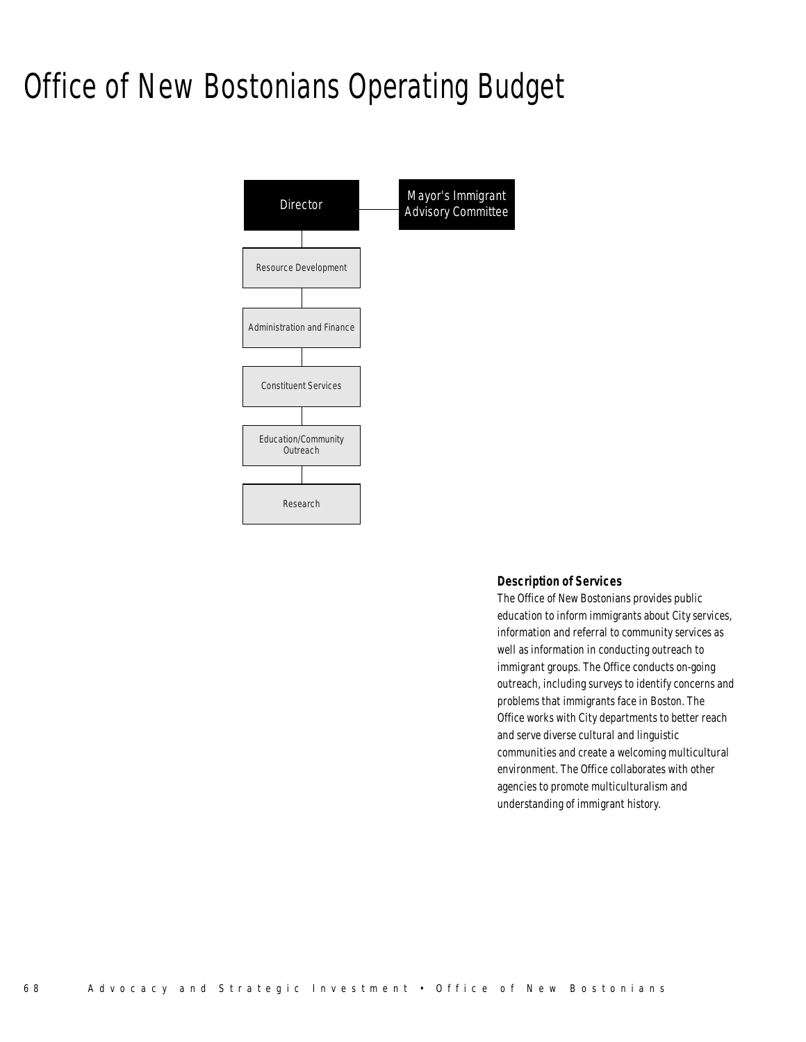# Office of New Bostonians Operating Budget

Director

Mayor's Immigrant Advisory Committee

Resource Development

Administration and Finance

Constituent Services

Education/Community Outreach

Research

### Description of Services

The Office of New Bostonians provides public education to inform immigrants about City services, information and referral to community services as well as information in conducting outreach to immigrant groups. The Office conducts on-going outreach, including surveys to identify concerns and problems that immigrants face in Boston. The Office works with City departments to better reach and serve diverse cultural and linguistic communities and create a welcoming multicultural environment. The Office collaborates with other agencies to promote multiculturalism and understanding of immigrant history.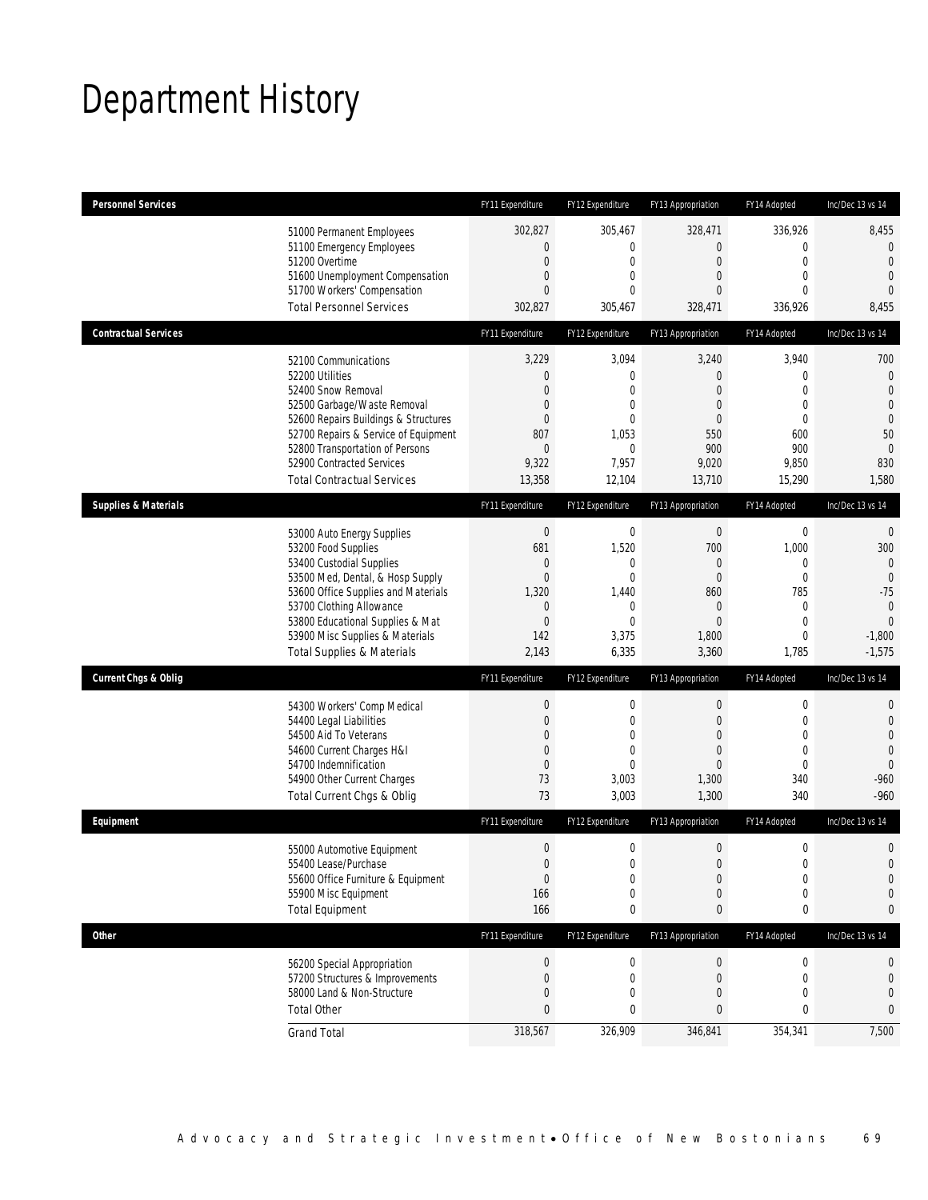# Department History

| Personnel Services | FY11 Expenditure | FY12 Expenditure | FY13 Appropriation | FY14 Adopted | Inc/Dec 13 vs 14 |
|---|---|---|---|---|---|
| 51000 Permanent Employees | 302,827 | 305,467 | 328,471 | 336,926 | 8,455 |
| 51100 Emergency Employees | 0 | 0 | 0 | 0 | 0 |
| 51200 Overtime | 0 | 0 | 0 | 0 | 0 |
| 51600 Unemployment Compensation | 0 | 0 | 0 | 0 | 0 |
| 51700 Workers' Compensation | 0 | 0 | 0 | 0 | 0 |
| Total Personnel Services | 302,827 | 305,467 | 328,471 | 336,926 | 8,455 |

| Contractual Services | FY11 Expenditure | FY12 Expenditure | FY13 Appropriation | FY14 Adopted | Inc/Dec 13 vs 14 |
|---|---|---|---|---|---|
| 52100 Communications | 3,229 | 3,094 | 3,240 | 3,940 | 700 |
| 52200 Utilities | 0 | 0 | 0 | 0 | 0 |
| 52400 Snow Removal | 0 | 0 | 0 | 0 | 0 |
| 52500 Garbage/Waste Removal | 0 | 0 | 0 | 0 | 0 |
| 52600 Repairs Buildings & Structures | 0 | 0 | 0 | 0 | 0 |
| 52700 Repairs & Service of Equipment | 807 | 1,053 | 550 | 600 | 50 |
| 52800 Transportation of Persons | 0 | 0 | 900 | 900 | 0 |
| 52900 Contracted Services | 9,322 | 7,957 | 9,020 | 9,850 | 830 |
| Total Contractual Services | 13,358 | 12,104 | 13,710 | 15,290 | 1,580 |

| Supplies & Materials | FY11 Expenditure | FY12 Expenditure | FY13 Appropriation | FY14 Adopted | Inc/Dec 13 vs 14 |
|---|---|---|---|---|---|
| 53000 Auto Energy Supplies | 0 | 0 | 0 | 0 | 0 |
| 53200 Food Supplies | 681 | 1,520 | 700 | 1,000 | 300 |
| 53400 Custodial Supplies | 0 | 0 | 0 | 0 | 0 |
| 53500 Med, Dental, & Hosp Supply | 0 | 0 | 0 | 0 | 0 |
| 53600 Office Supplies and Materials | 1,320 | 1,440 | 860 | 785 | -75 |
| 53700 Clothing Allowance | 0 | 0 | 0 | 0 | 0 |
| 53800 Educational Supplies & Mat | 0 | 0 | 0 | 0 | 0 |
| 53900 Misc Supplies & Materials | 142 | 3,375 | 1,800 | 0 | -1,800 |
| Total Supplies & Materials | 2,143 | 6,335 | 3,360 | 1,785 | -1,575 |

| Current Chgs & Oblig | FY11 Expenditure | FY12 Expenditure | FY13 Appropriation | FY14 Adopted | Inc/Dec 13 vs 14 |
|---|---|---|---|---|---|
| 54300 Workers' Comp Medical | 0 | 0 | 0 | 0 | 0 |
| 54400 Legal Liabilities | 0 | 0 | 0 | 0 | 0 |
| 54500 Aid To Veterans | 0 | 0 | 0 | 0 | 0 |
| 54600 Current Charges H&I | 0 | 0 | 0 | 0 | 0 |
| 54700 Indemnification | 0 | 0 | 0 | 0 | 0 |
| 54900 Other Current Charges | 73 | 3,003 | 1,300 | 340 | -960 |
| Total Current Chgs & Oblig | 73 | 3,003 | 1,300 | 340 | -960 |

| Equipment | FY11 Expenditure | FY12 Expenditure | FY13 Appropriation | FY14 Adopted | Inc/Dec 13 vs 14 |
|---|---|---|---|---|---|
| 55000 Automotive Equipment | 0 | 0 | 0 | 0 | 0 |
| 55400 Lease/Purchase | 0 | 0 | 0 | 0 | 0 |
| 55600 Office Furniture & Equipment | 0 | 0 | 0 | 0 | 0 |
| 55900 Misc Equipment | 166 | 0 | 0 | 0 | 0 |
| Total Equipment | 166 | 0 | 0 | 0 | 0 |

| Other | FY11 Expenditure | FY12 Expenditure | FY13 Appropriation | FY14 Adopted | Inc/Dec 13 vs 14 |
|---|---|---|---|---|---|
| 56200 Special Appropriation | 0 | 0 | 0 | 0 | 0 |
| 57200 Structures & Improvements | 0 | 0 | 0 | 0 | 0 |
| 58000 Land & Non-Structure | 0 | 0 | 0 | 0 | 0 |
| Total Other | 0 | 0 | 0 | 0 | 0 |
| Grand Total | 318,567 | 326,909 | 346,841 | 354,341 | 7,500 |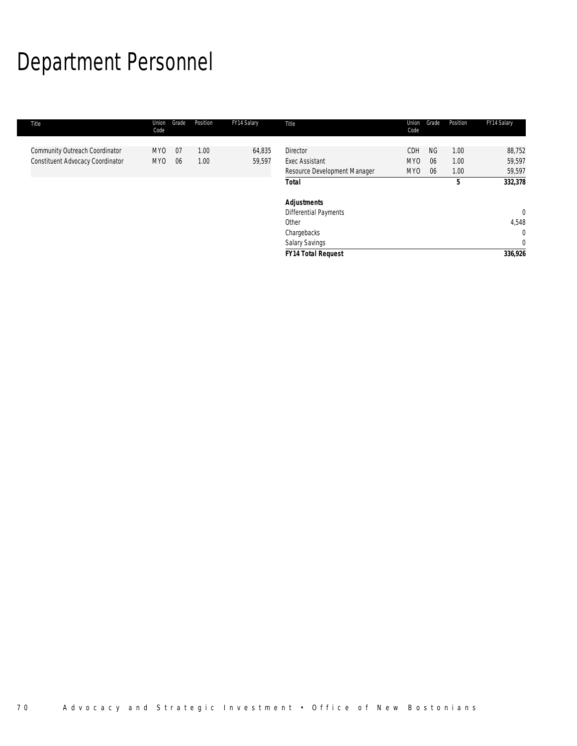# Department Personnel

| Title | Union Code | Grade | Position | FY14 Salary | Title | Union Code | Grade | Position | FY14 Salary |
|---|---|---|---|---|---|---|---|---|---|
| Community Outreach Coordinator | MYO | 07 | 1.00 | 64,835 | Director | CDH | NG | 1.00 | 88,752 |
| Constituent Advocacy Coordinator | MYO | 06 | 1.00 | 59,597 | Exec Assistant | MYO | 06 | 1.00 | 59,597 |
| | | | | | Resource Development Manager | MYO | 06 | 1.00 | 59,597 |
| | | | | | **Total** | | | **5** | **332,378** |
| | | | | | | | | | |
| | | | | | ***Adjustments*** | | | | |
| | | | | | Differential Payments | | | | 0 |
| | | | | | Other | | | | 4,548 |
| | | | | | Chargebacks | | | | 0 |
| | | | | | Salary Savings | | | | 0 |
| | | | | | ***FY14 Total Request*** | | | | **336,926** |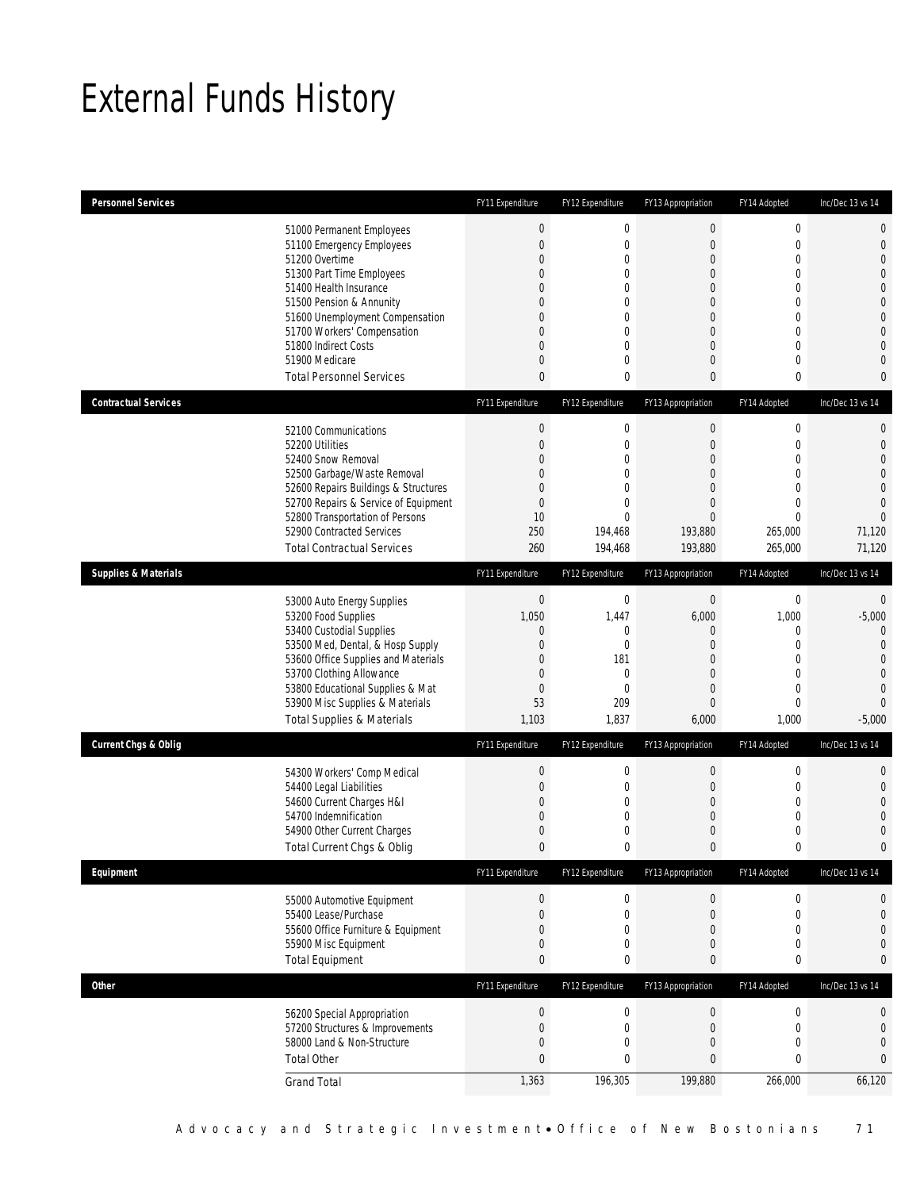# External Funds History

| Personnel Services | FY11 Expenditure | FY12 Expenditure | FY13 Appropriation | FY14 Adopted | Inc/Dec 13 vs 14 |
|---|---|---|---|---|---|
| 51000 Permanent Employees | 0 | 0 | 0 | 0 | 0 |
| 51100 Emergency Employees | 0 | 0 | 0 | 0 | 0 |
| 51200 Overtime | 0 | 0 | 0 | 0 | 0 |
| 51300 Part Time Employees | 0 | 0 | 0 | 0 | 0 |
| 51400 Health Insurance | 0 | 0 | 0 | 0 | 0 |
| 51500 Pension & Annunity | 0 | 0 | 0 | 0 | 0 |
| 51600 Unemployment Compensation | 0 | 0 | 0 | 0 | 0 |
| 51700 Workers' Compensation | 0 | 0 | 0 | 0 | 0 |
| 51800 Indirect Costs | 0 | 0 | 0 | 0 | 0 |
| 51900 Medicare | 0 | 0 | 0 | 0 | 0 |
| Total Personnel Services | 0 | 0 | 0 | 0 | 0 |

| Contractual Services | FY11 Expenditure | FY12 Expenditure | FY13 Appropriation | FY14 Adopted | Inc/Dec 13 vs 14 |
|---|---|---|---|---|---|
| 52100 Communications | 0 | 0 | 0 | 0 | 0 |
| 52200 Utilities | 0 | 0 | 0 | 0 | 0 |
| 52400 Snow Removal | 0 | 0 | 0 | 0 | 0 |
| 52500 Garbage/Waste Removal | 0 | 0 | 0 | 0 | 0 |
| 52600 Repairs Buildings & Structures | 0 | 0 | 0 | 0 | 0 |
| 52700 Repairs & Service of Equipment | 0 | 0 | 0 | 0 | 0 |
| 52800 Transportation of Persons | 10 | 0 | 0 | 0 | 0 |
| 52900 Contracted Services | 250 | 194,468 | 193,880 | 265,000 | 71,120 |
| Total Contractual Services | 260 | 194,468 | 193,880 | 265,000 | 71,120 |

| Supplies & Materials | FY11 Expenditure | FY12 Expenditure | FY13 Appropriation | FY14 Adopted | Inc/Dec 13 vs 14 |
|---|---|---|---|---|---|
| 53000 Auto Energy Supplies | 0 | 0 | 0 | 0 | 0 |
| 53200 Food Supplies | 1,050 | 1,447 | 6,000 | 1,000 | -5,000 |
| 53400 Custodial Supplies | 0 | 0 | 0 | 0 | 0 |
| 53500 Med, Dental, & Hosp Supply | 0 | 0 | 0 | 0 | 0 |
| 53600 Office Supplies and Materials | 0 | 181 | 0 | 0 | 0 |
| 53700 Clothing Allowance | 0 | 0 | 0 | 0 | 0 |
| 53800 Educational Supplies & Mat | 0 | 0 | 0 | 0 | 0 |
| 53900 Misc Supplies & Materials | 53 | 209 | 0 | 0 | 0 |
| Total Supplies & Materials | 1,103 | 1,837 | 6,000 | 1,000 | -5,000 |

| Current Chgs & Oblig | FY11 Expenditure | FY12 Expenditure | FY13 Appropriation | FY14 Adopted | Inc/Dec 13 vs 14 |
|---|---|---|---|---|---|
| 54300 Workers' Comp Medical | 0 | 0 | 0 | 0 | 0 |
| 54400 Legal Liabilities | 0 | 0 | 0 | 0 | 0 |
| 54600 Current Charges H&I | 0 | 0 | 0 | 0 | 0 |
| 54700 Indemnification | 0 | 0 | 0 | 0 | 0 |
| 54900 Other Current Charges | 0 | 0 | 0 | 0 | 0 |
| Total Current Chgs & Oblig | 0 | 0 | 0 | 0 | 0 |

| Equipment | FY11 Expenditure | FY12 Expenditure | FY13 Appropriation | FY14 Adopted | Inc/Dec 13 vs 14 |
|---|---|---|---|---|---|
| 55000 Automotive Equipment | 0 | 0 | 0 | 0 | 0 |
| 55400 Lease/Purchase | 0 | 0 | 0 | 0 | 0 |
| 55600 Office Furniture & Equipment | 0 | 0 | 0 | 0 | 0 |
| 55900 Misc Equipment | 0 | 0 | 0 | 0 | 0 |
| Total Equipment | 0 | 0 | 0 | 0 | 0 |

| Other | FY11 Expenditure | FY12 Expenditure | FY13 Appropriation | FY14 Adopted | Inc/Dec 13 vs 14 |
|---|---|---|---|---|---|
| 56200 Special Appropriation | 0 | 0 | 0 | 0 | 0 |
| 57200 Structures & Improvements | 0 | 0 | 0 | 0 | 0 |
| 58000 Land & Non-Structure | 0 | 0 | 0 | 0 | 0 |
| Total Other | 0 | 0 | 0 | 0 | 0 |
| Grand Total | 1,363 | 196,305 | 199,880 | 266,000 | 66,120 |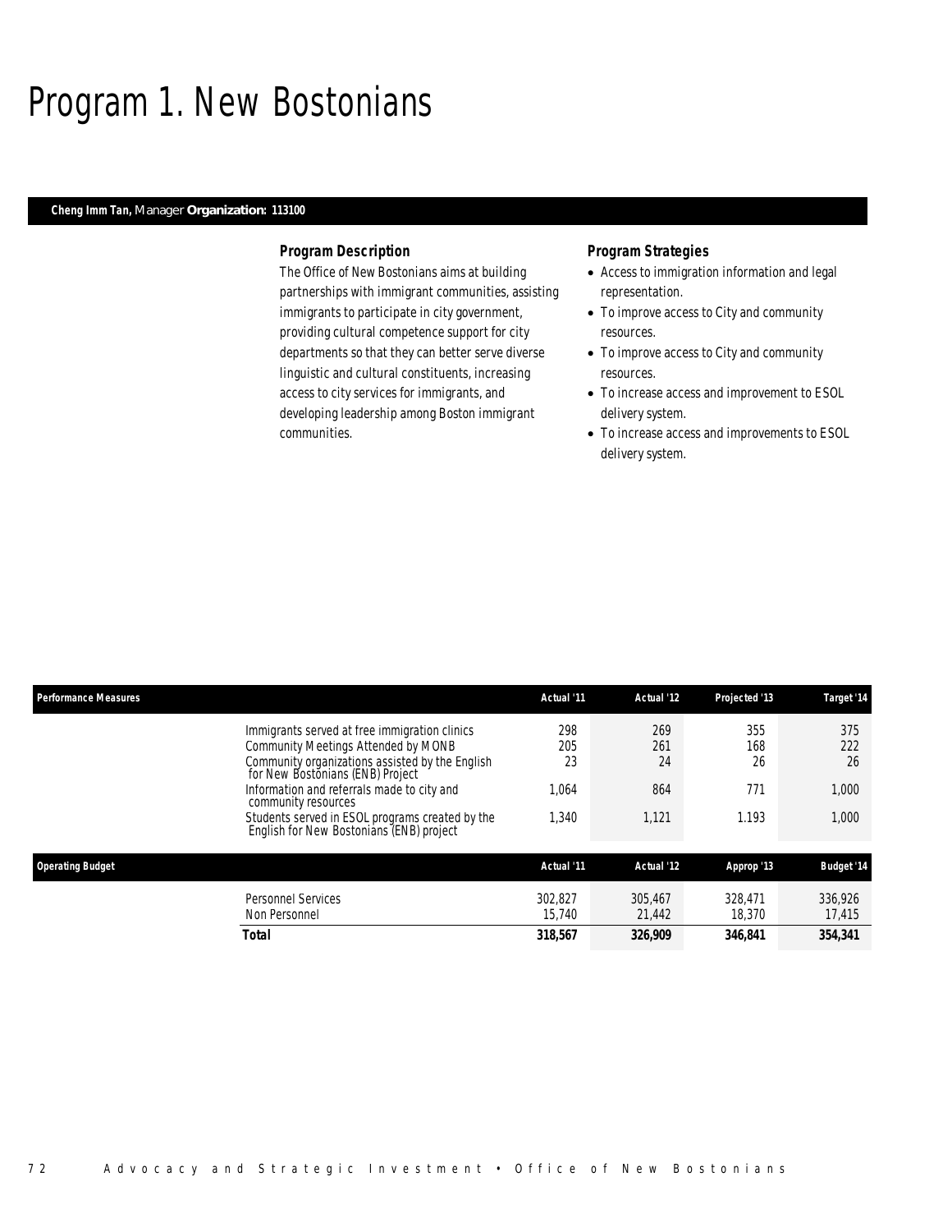# Program 1. New Bostonians

***Cheng Imm Tan,*** *Manager* ***Organization: 113100***

### *Program Description*

The Office of New Bostonians aims at building partnerships with immigrant communities, assisting immigrants to participate in city government, providing cultural competence support for city departments so that they can better serve diverse linguistic and cultural constituents, increasing access to city services for immigrants, and developing leadership among Boston immigrant communities.

### *Program Strategies*

- Access to immigration information and legal representation.
- To improve access to City and community resources.
- To improve access to City and community resources.
- To increase access and improvement to ESOL delivery system.
- To increase access and improvements to ESOL delivery system.

| Performance Measures | Actual '11 | Actual '12 | Projected '13 | Target '14 |
|---|---|---|---|---|
| Immigrants served at free immigration clinics | 298 | 269 | 355 | 375 |
| Community Meetings Attended by MONB | 205 | 261 | 168 | 222 |
| Community organizations assisted by the English for New Bostonians (ENB) Project | 23 | 24 | 26 | 26 |
| Information and referrals made to city and community resources | 1,064 | 864 | 771 | 1,000 |
| Students served in ESOL programs created by the English for New Bostonians (ENB) project | 1,340 | 1,121 | 1.193 | 1,000 |

| Operating Budget | Actual '11 | Actual '12 | Approp '13 | Budget '14 |
|---|---|---|---|---|
| Personnel Services | 302,827 | 305,467 | 328,471 | 336,926 |
| Non Personnel | 15,740 | 21,442 | 18,370 | 17,415 |
| **Total** | **318,567** | **326,909** | **346,841** | **354,341** |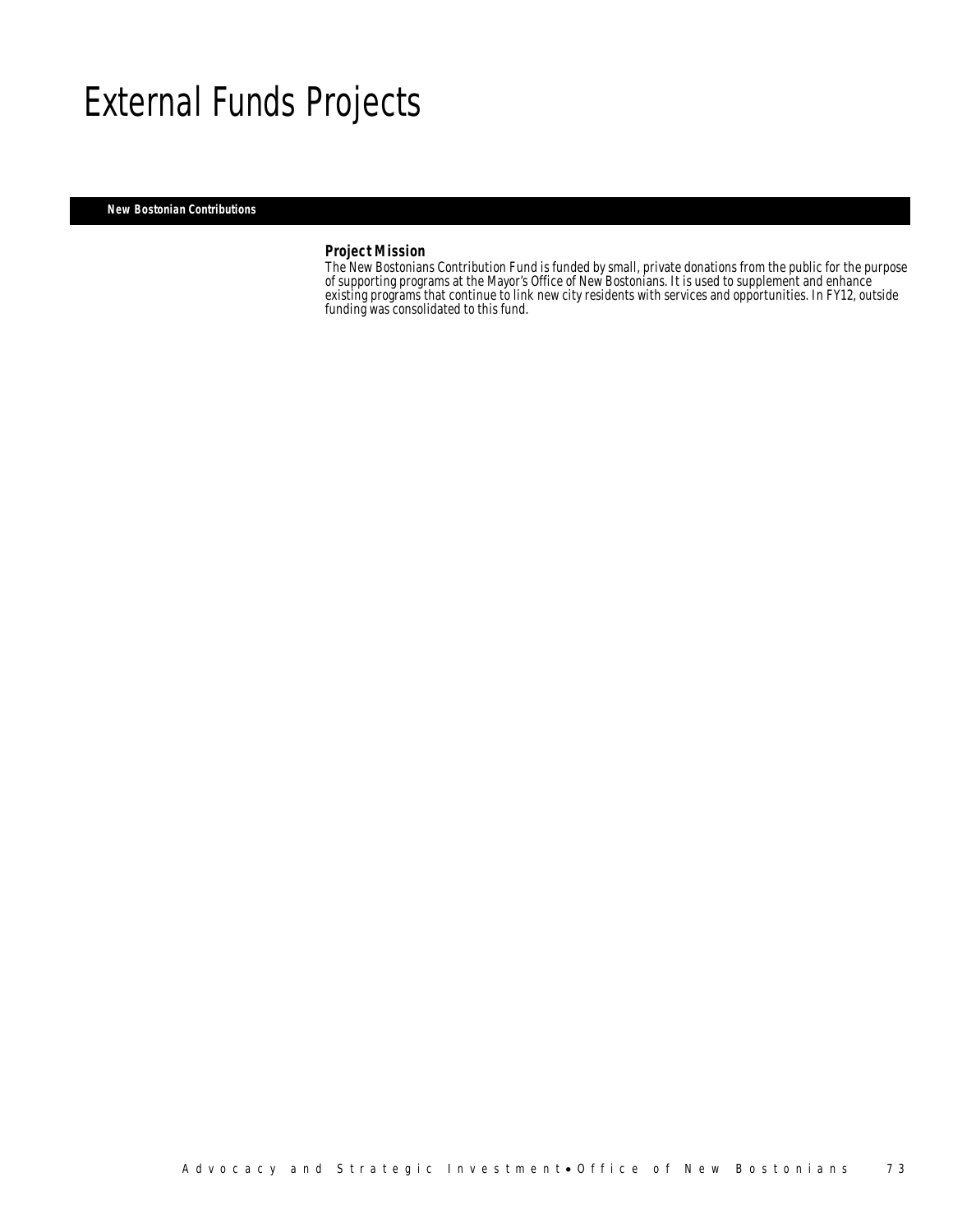# External Funds Projects

## New Bostonian Contributions

### Project Mission

The New Bostonians Contribution Fund is funded by small, private donations from the public for the purpose of supporting programs at the Mayor's Office of New Bostonians. It is used to supplement and enhance existing programs that continue to link new city residents with services and opportunities. In FY12, outside funding was consolidated to this fund.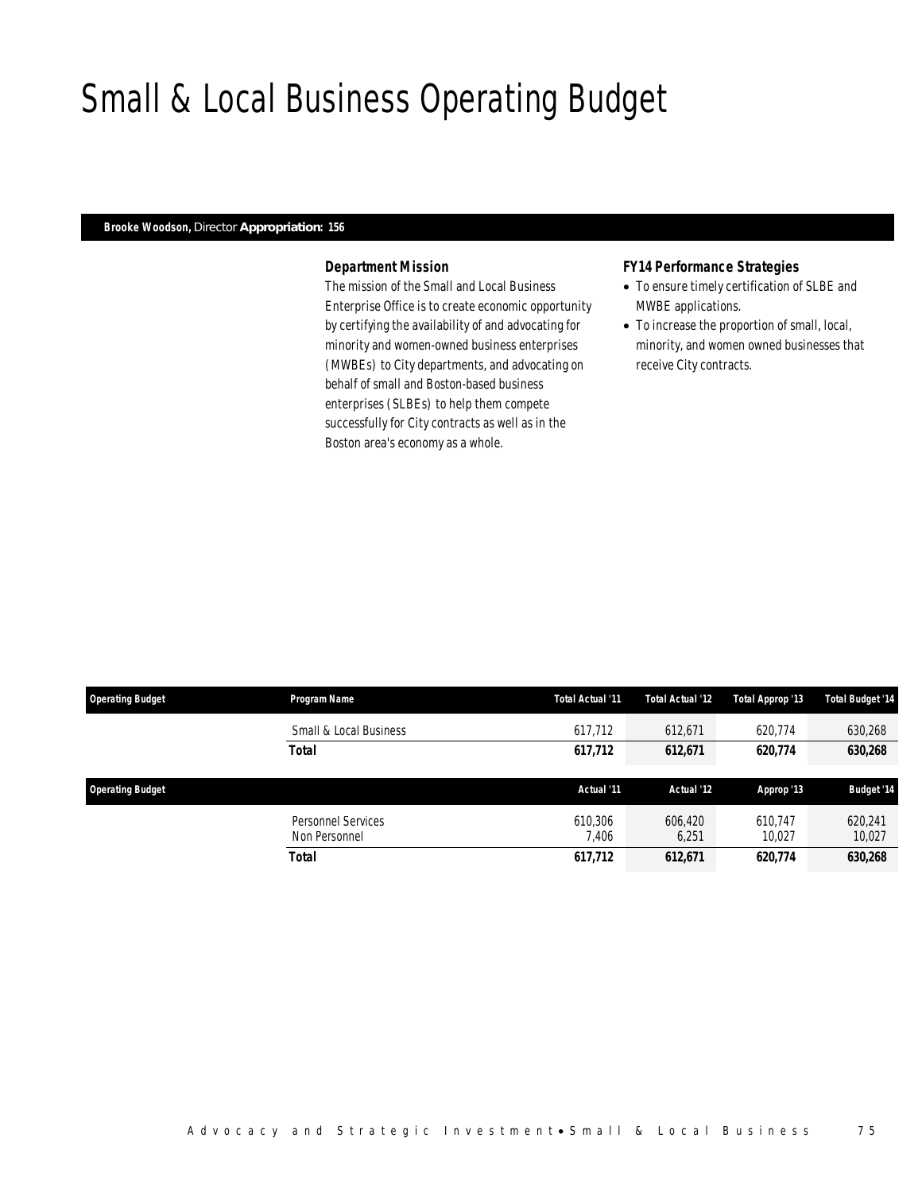# Small & Local Business Operating Budget

**Brooke Woodson,** Director **Appropriation: 156**

### *Department Mission*

The mission of the Small and Local Business Enterprise Office is to create economic opportunity by certifying the availability of and advocating for minority and women-owned business enterprises (MWBEs) to City departments, and advocating on behalf of small and Boston-based business enterprises (SLBEs) to help them compete successfully for City contracts as well as in the Boston area's economy as a whole.

### *FY14 Performance Strategies*

- To ensure timely certification of SLBE and MWBE applications.
- To increase the proportion of small, local, minority, and women owned businesses that receive City contracts.

| Operating Budget | Program Name | Total Actual '11 | Total Actual '12 | Total Approp '13 | Total Budget '14 |
|---|---|---|---|---|---|
| | Small & Local Business | 617,712 | 612,671 | 620,774 | 630,268 |
| | **Total** | **617,712** | **612,671** | **620,774** | **630,268** |

| Operating Budget | | Actual '11 | Actual '12 | Approp '13 | Budget '14 |
|---|---|---|---|---|---|
| | Personnel Services | 610,306 | 606,420 | 610,747 | 620,241 |
| | Non Personnel | 7,406 | 6,251 | 10,027 | 10,027 |
| | **Total** | **617,712** | **612,671** | **620,774** | **630,268** |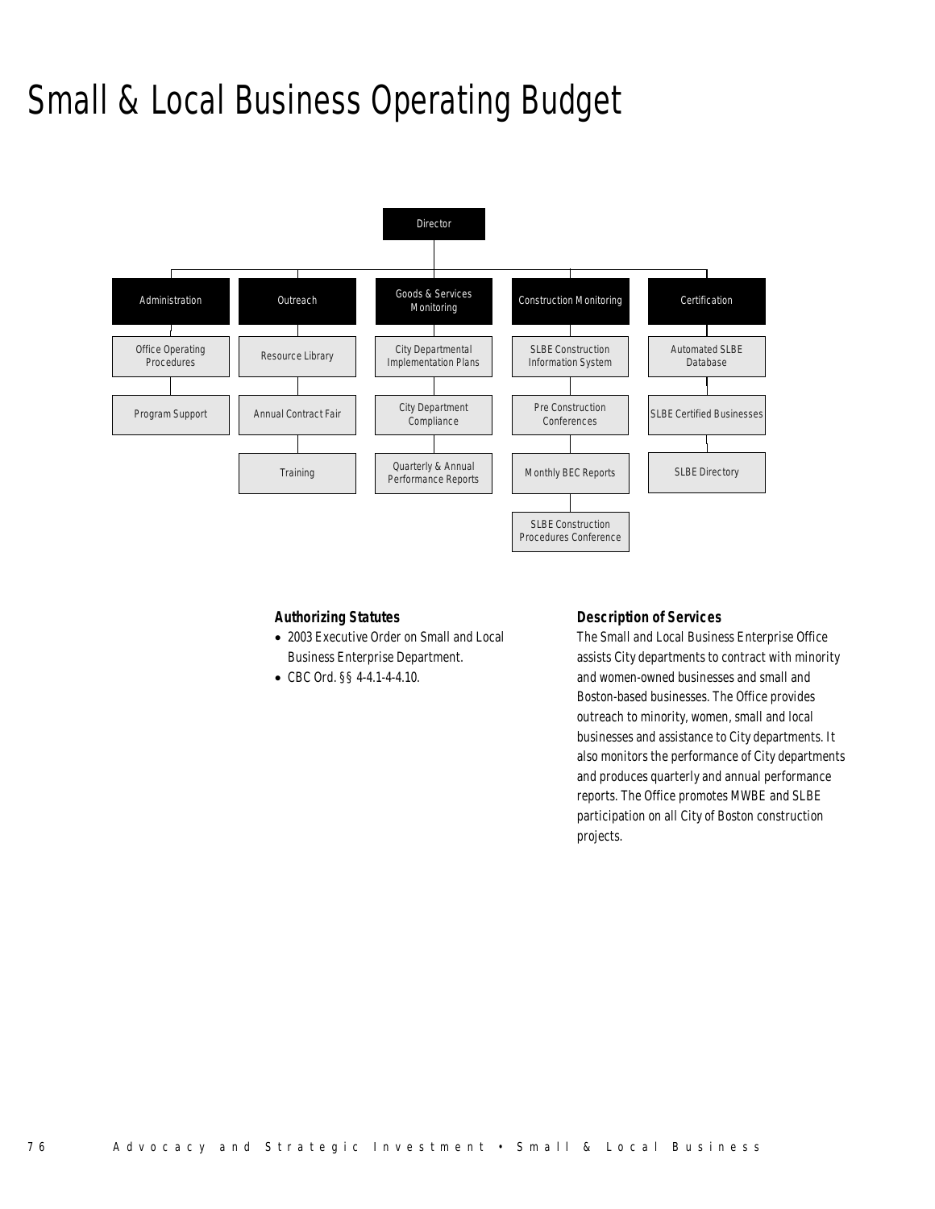# Small & Local Business Operating Budget

Director

Administration
- Office Operating Procedures
- Program Support

Outreach
- Resource Library
- Annual Contract Fair
- Training

Goods & Services Monitoring
- City Departmental Implementation Plans
- City Department Compliance
- Quarterly & Annual Performance Reports

Construction Monitoring
- SLBE Construction Information System
- Pre Construction Conferences
- Monthly BEC Reports
- SLBE Construction Procedures Conference

Certification
- Automated SLBE Database
- SLBE Certified Businesses
- SLBE Directory

### Authorizing Statutes

- 2003 Executive Order on Small and Local Business Enterprise Department.
- CBC Ord. §§ 4-4.1-4-4.10.

### Description of Services

The Small and Local Business Enterprise Office assists City departments to contract with minority and women-owned businesses and small and Boston-based businesses. The Office provides outreach to minority, women, small and local businesses and assistance to City departments. It also monitors the performance of City departments and produces quarterly and annual performance reports. The Office promotes MWBE and SLBE participation on all City of Boston construction projects.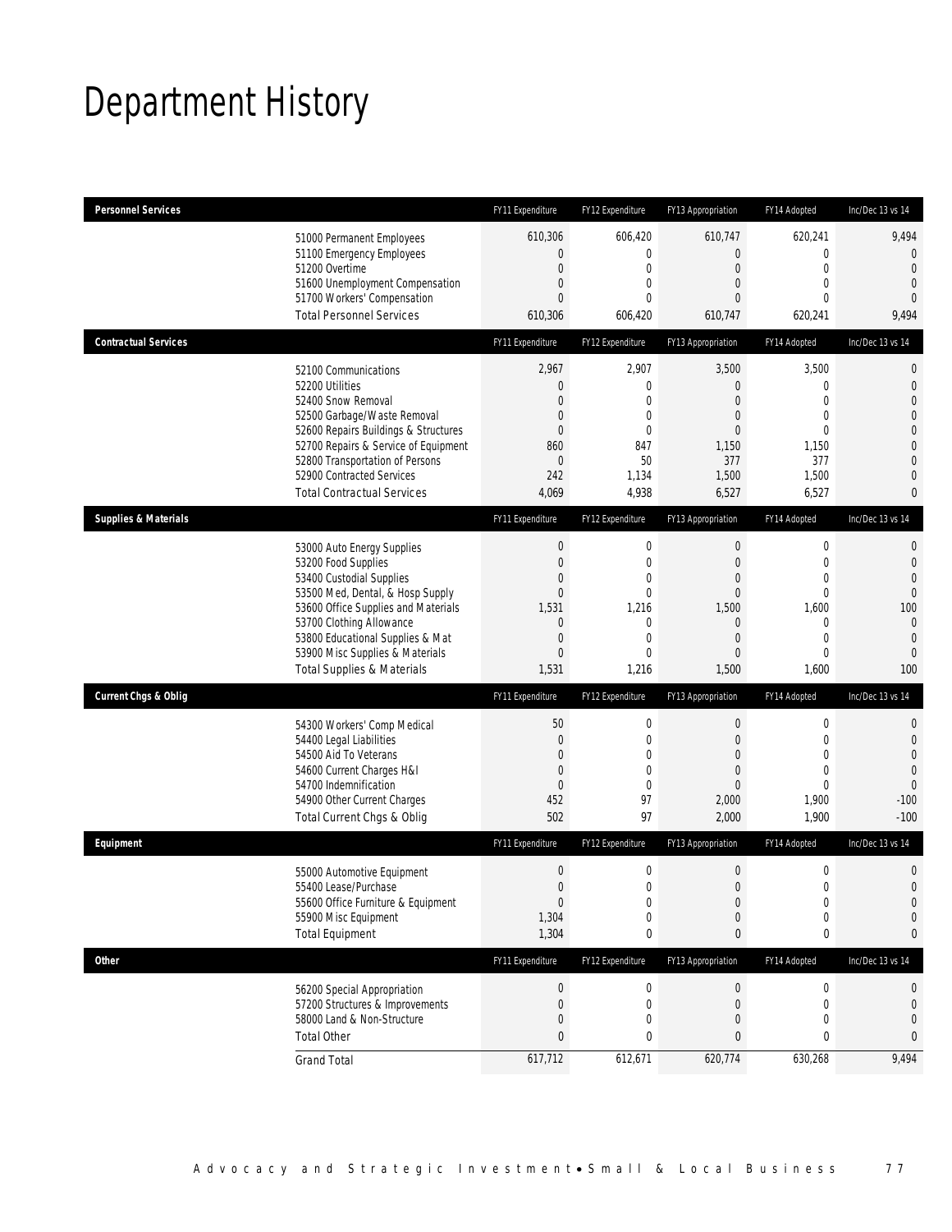# Department History

| Personnel Services | FY11 Expenditure | FY12 Expenditure | FY13 Appropriation | FY14 Adopted | Inc/Dec 13 vs 14 |
|---|---|---|---|---|---|
| 51000 Permanent Employees | 610,306 | 606,420 | 610,747 | 620,241 | 9,494 |
| 51100 Emergency Employees | 0 | 0 | 0 | 0 | 0 |
| 51200 Overtime | 0 | 0 | 0 | 0 | 0 |
| 51600 Unemployment Compensation | 0 | 0 | 0 | 0 | 0 |
| 51700 Workers' Compensation | 0 | 0 | 0 | 0 | 0 |
| Total Personnel Services | 610,306 | 606,420 | 610,747 | 620,241 | 9,494 |
| **Contractual Services** | **FY11 Expenditure** | **FY12 Expenditure** | **FY13 Appropriation** | **FY14 Adopted** | **Inc/Dec 13 vs 14** |
| 52100 Communications | 2,967 | 2,907 | 3,500 | 3,500 | 0 |
| 52200 Utilities | 0 | 0 | 0 | 0 | 0 |
| 52400 Snow Removal | 0 | 0 | 0 | 0 | 0 |
| 52500 Garbage/Waste Removal | 0 | 0 | 0 | 0 | 0 |
| 52600 Repairs Buildings & Structures | 0 | 0 | 0 | 0 | 0 |
| 52700 Repairs & Service of Equipment | 860 | 847 | 1,150 | 1,150 | 0 |
| 52800 Transportation of Persons | 0 | 50 | 377 | 377 | 0 |
| 52900 Contracted Services | 242 | 1,134 | 1,500 | 1,500 | 0 |
| Total Contractual Services | 4,069 | 4,938 | 6,527 | 6,527 | 0 |
| **Supplies & Materials** | **FY11 Expenditure** | **FY12 Expenditure** | **FY13 Appropriation** | **FY14 Adopted** | **Inc/Dec 13 vs 14** |
| 53000 Auto Energy Supplies | 0 | 0 | 0 | 0 | 0 |
| 53200 Food Supplies | 0 | 0 | 0 | 0 | 0 |
| 53400 Custodial Supplies | 0 | 0 | 0 | 0 | 0 |
| 53500 Med, Dental, & Hosp Supply | 0 | 0 | 0 | 0 | 0 |
| 53600 Office Supplies and Materials | 1,531 | 1,216 | 1,500 | 1,600 | 100 |
| 53700 Clothing Allowance | 0 | 0 | 0 | 0 | 0 |
| 53800 Educational Supplies & Mat | 0 | 0 | 0 | 0 | 0 |
| 53900 Misc Supplies & Materials | 0 | 0 | 0 | 0 | 0 |
| Total Supplies & Materials | 1,531 | 1,216 | 1,500 | 1,600 | 100 |
| **Current Chgs & Oblig** | **FY11 Expenditure** | **FY12 Expenditure** | **FY13 Appropriation** | **FY14 Adopted** | **Inc/Dec 13 vs 14** |
| 54300 Workers' Comp Medical | 50 | 0 | 0 | 0 | 0 |
| 54400 Legal Liabilities | 0 | 0 | 0 | 0 | 0 |
| 54500 Aid To Veterans | 0 | 0 | 0 | 0 | 0 |
| 54600 Current Charges H&I | 0 | 0 | 0 | 0 | 0 |
| 54700 Indemnification | 0 | 0 | 0 | 0 | 0 |
| 54900 Other Current Charges | 452 | 97 | 2,000 | 1,900 | -100 |
| Total Current Chgs & Oblig | 502 | 97 | 2,000 | 1,900 | -100 |
| **Equipment** | **FY11 Expenditure** | **FY12 Expenditure** | **FY13 Appropriation** | **FY14 Adopted** | **Inc/Dec 13 vs 14** |
| 55000 Automotive Equipment | 0 | 0 | 0 | 0 | 0 |
| 55400 Lease/Purchase | 0 | 0 | 0 | 0 | 0 |
| 55600 Office Furniture & Equipment | 0 | 0 | 0 | 0 | 0 |
| 55900 Misc Equipment | 1,304 | 0 | 0 | 0 | 0 |
| Total Equipment | 1,304 | 0 | 0 | 0 | 0 |
| **Other** | **FY11 Expenditure** | **FY12 Expenditure** | **FY13 Appropriation** | **FY14 Adopted** | **Inc/Dec 13 vs 14** |
| 56200 Special Appropriation | 0 | 0 | 0 | 0 | 0 |
| 57200 Structures & Improvements | 0 | 0 | 0 | 0 | 0 |
| 58000 Land & Non-Structure | 0 | 0 | 0 | 0 | 0 |
| Total Other | 0 | 0 | 0 | 0 | 0 |
| Grand Total | 617,712 | 612,671 | 620,774 | 630,268 | 9,494 |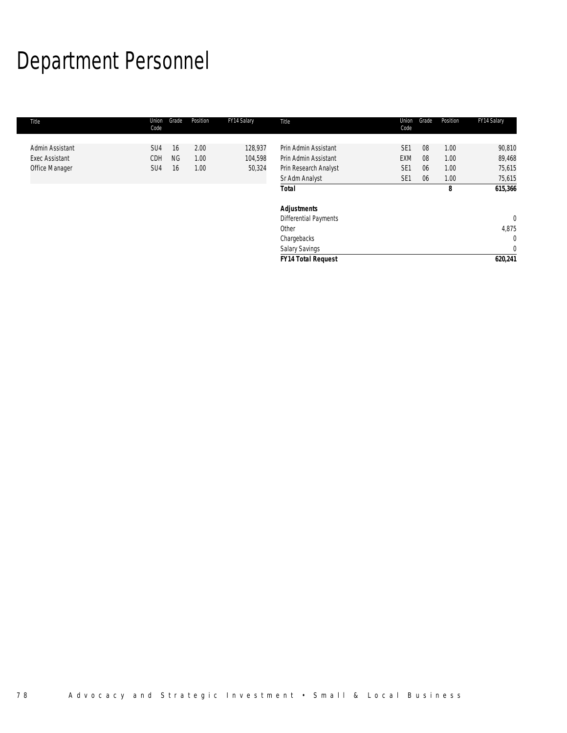# Department Personnel

| Title | Union Code | Grade | Position | FY14 Salary | Title | Union Code | Grade | Position | FY14 Salary |
|---|---|---|---|---|---|---|---|---|---|
| Admin Assistant | SU4 | 16 | 2.00 | 128,937 | Prin Admin Assistant | SE1 | 08 | 1.00 | 90,810 |
| Exec Assistant | CDH | NG | 1.00 | 104,598 | Prin Admin Assistant | EXM | 08 | 1.00 | 89,468 |
| Office Manager | SU4 | 16 | 1.00 | 50,324 | Prin Research Analyst | SE1 | 06 | 1.00 | 75,615 |
| | | | | | Sr Adm Analyst | SE1 | 06 | 1.00 | 75,615 |
| | | | | | **Total** | | | **8** | **615,366** |
| | | | | | | | | | |
| | | | | | ***Adjustments*** | | | | |
| | | | | | Differential Payments | | | | 0 |
| | | | | | Other | | | | 4,875 |
| | | | | | Chargebacks | | | | 0 |
| | | | | | Salary Savings | | | | 0 |
| | | | | | ***FY14 Total Request*** | | | | **620,241** |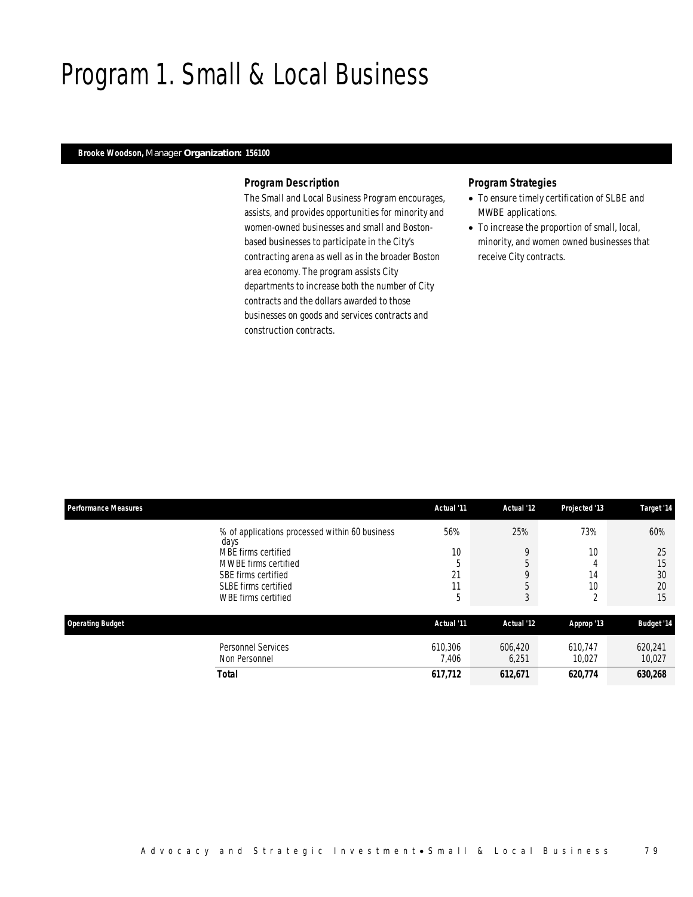# Program 1. Small & Local Business

**Brooke Woodson,** Manager **Organization: 156100**

### Program Description

The Small and Local Business Program encourages, assists, and provides opportunities for minority and women-owned businesses and small and Boston-based businesses to participate in the City's contracting arena as well as in the broader Boston area economy. The program assists City departments to increase both the number of City contracts and the dollars awarded to those businesses on goods and services contracts and construction contracts.

### Program Strategies

- To ensure timely certification of SLBE and MWBE applications.
- To increase the proportion of small, local, minority, and women owned businesses that receive City contracts.

| Performance Measures | Actual '11 | Actual '12 | Projected '13 | Target '14 |
|---|---|---|---|---|
| % of applications processed within 60 business days | 56% | 25% | 73% | 60% |
| MBE firms certified | 10 | 9 | 10 | 25 |
| MWBE firms certified | 5 | 5 | 4 | 15 |
| SBE firms certified | 21 | 9 | 14 | 30 |
| SLBE firms certified | 11 | 5 | 10 | 20 |
| WBE firms certified | 5 | 3 | 2 | 15 |

| Operating Budget | Actual '11 | Actual '12 | Approp '13 | Budget '14 |
|---|---|---|---|---|
| Personnel Services | 610,306 | 606,420 | 610,747 | 620,241 |
| Non Personnel | 7,406 | 6,251 | 10,027 | 10,027 |
| **Total** | **617,712** | **612,671** | **620,774** | **630,268** |